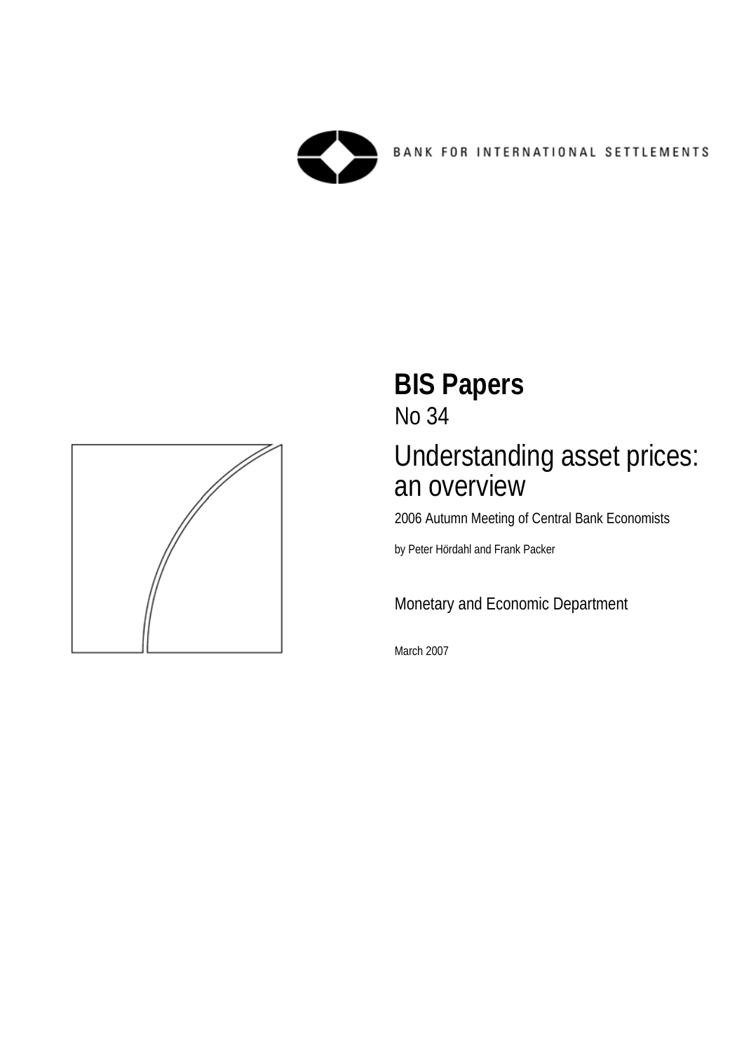BANK FOR INTERNATIONAL SETTLEMENTS

# BIS Papers

No 34

## Understanding asset prices: an overview

2006 Autumn Meeting of Central Bank Economists

by Peter Hördahl and Frank Packer

Monetary and Economic Department

March 2007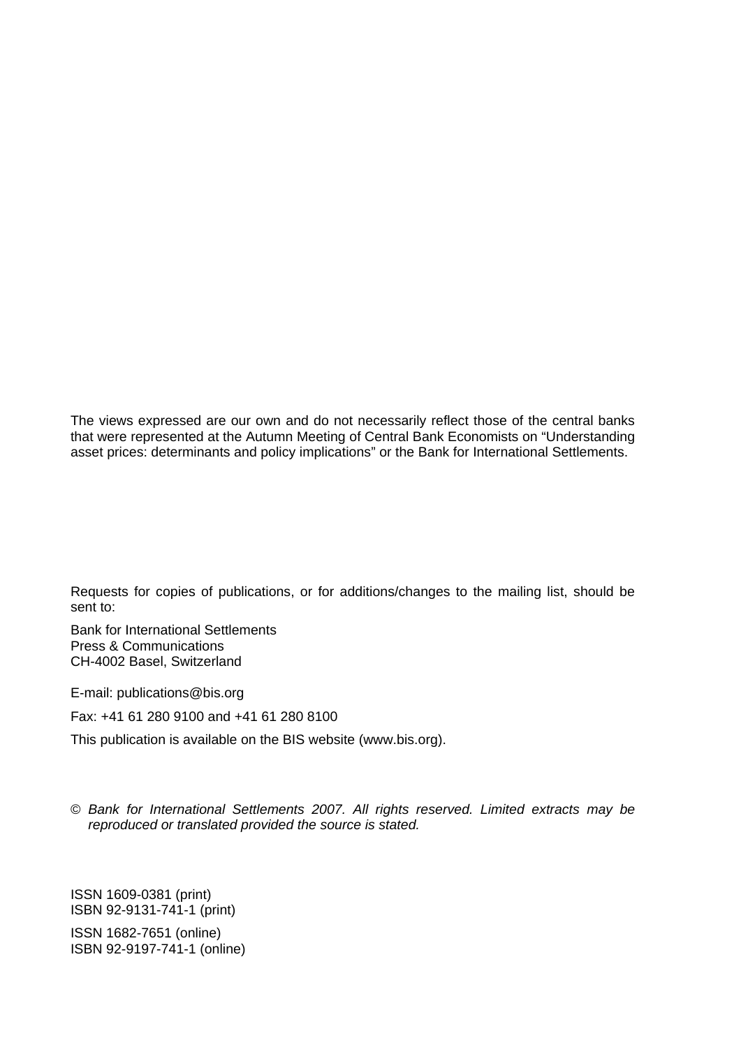The views expressed are our own and do not necessarily reflect those of the central banks that were represented at the Autumn Meeting of Central Bank Economists on “Understanding asset prices: determinants and policy implications” or the Bank for International Settlements.

Requests for copies of publications, or for additions/changes to the mailing list, should be sent to:

Bank for International Settlements
Press & Communications
CH-4002 Basel, Switzerland

E-mail: publications@bis.org

Fax: +41 61 280 9100 and +41 61 280 8100

This publication is available on the BIS website (www.bis.org).

© *Bank for International Settlements 2007. All rights reserved. Limited extracts may be reproduced or translated provided the source is stated.*

ISSN 1609-0381 (print)
ISBN 92-9131-741-1 (print)

ISSN 1682-7651 (online)
ISBN 92-9197-741-1 (online)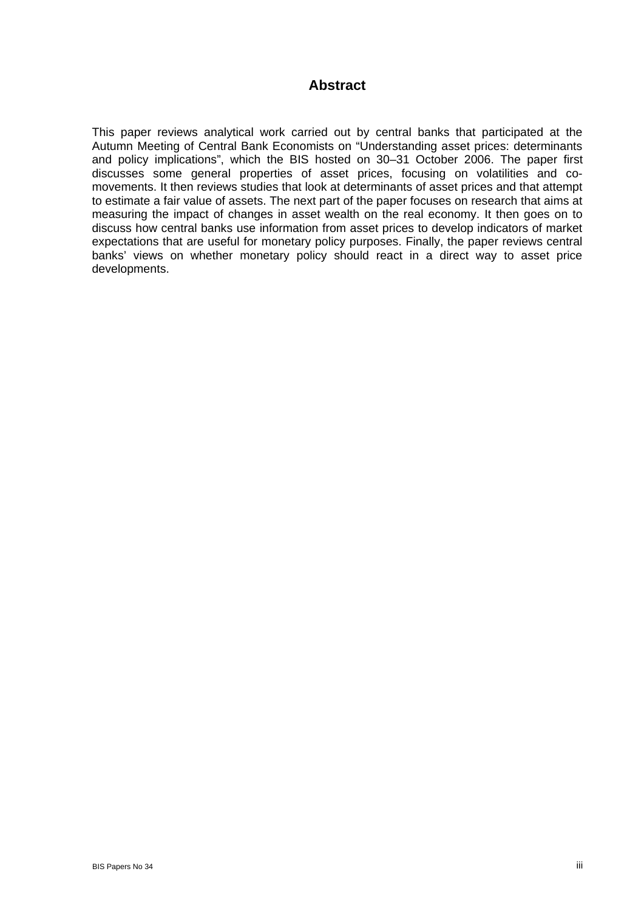# Abstract

This paper reviews analytical work carried out by central banks that participated at the Autumn Meeting of Central Bank Economists on "Understanding asset prices: determinants and policy implications", which the BIS hosted on 30–31 October 2006. The paper first discusses some general properties of asset prices, focusing on volatilities and co-movements. It then reviews studies that look at determinants of asset prices and that attempt to estimate a fair value of assets. The next part of the paper focuses on research that aims at measuring the impact of changes in asset wealth on the real economy. It then goes on to discuss how central banks use information from asset prices to develop indicators of market expectations that are useful for monetary policy purposes. Finally, the paper reviews central banks' views on whether monetary policy should react in a direct way to asset price developments.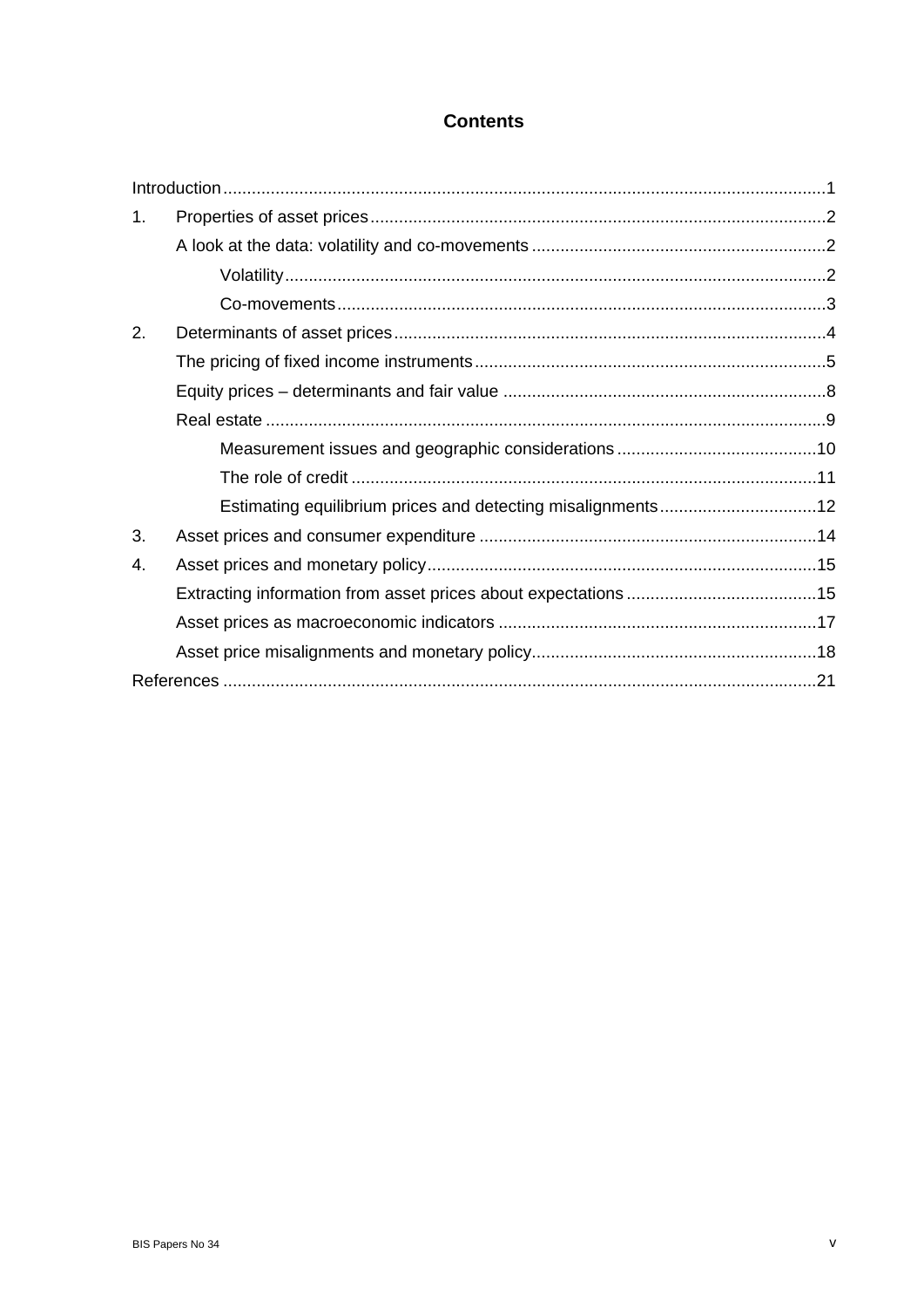# Contents

Introduction ........................................................................................................................ 1

1. Properties of asset prices ............................................................................................. 2

    A look at the data: volatility and co-movements ........................................................... 2

        Volatility ................................................................................................................ 2

        Co-movements ....................................................................................................... 3

2. Determinants of asset prices ......................................................................................... 4

    The pricing of fixed income instruments ....................................................................... 5

    Equity prices – determinants and fair value .................................................................. 8

    Real estate .................................................................................................................. 9

        Measurement issues and geographic considerations ........................................... 10

        The role of credit .................................................................................................. 11

        Estimating equilibrium prices and detecting misalignments ................................. 12

3. Asset prices and consumer expenditure ...................................................................... 14

4. Asset prices and monetary policy ................................................................................ 15

    Extracting information from asset prices about expectations ...................................... 15

    Asset prices as macroeconomic indicators .................................................................. 17

    Asset price misalignments and monetary policy .......................................................... 18

References ........................................................................................................................ 21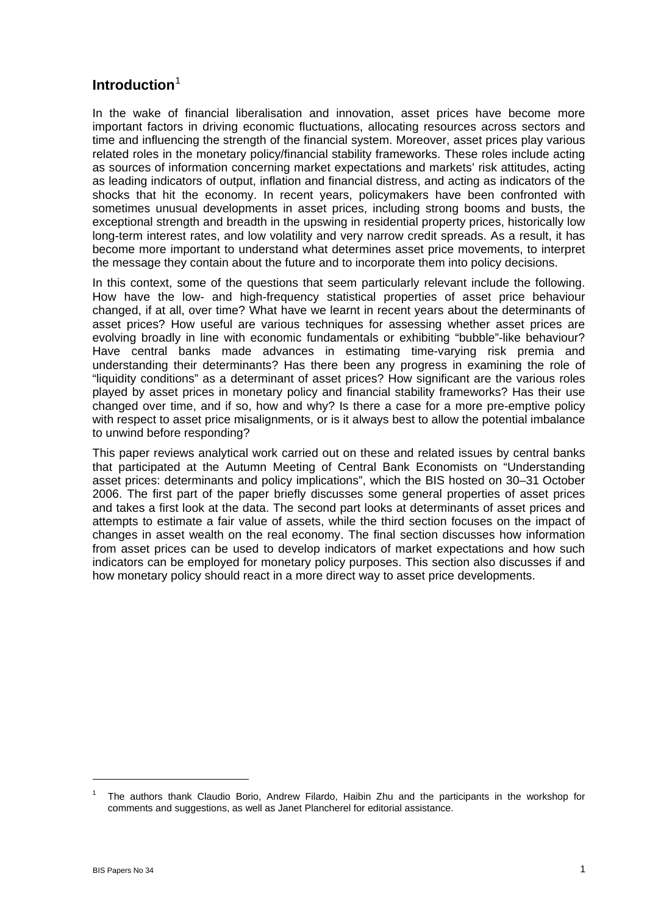## Introduction[1]

In the wake of financial liberalisation and innovation, asset prices have become more important factors in driving economic fluctuations, allocating resources across sectors and time and influencing the strength of the financial system. Moreover, asset prices play various related roles in the monetary policy/financial stability frameworks. These roles include acting as sources of information concerning market expectations and markets' risk attitudes, acting as leading indicators of output, inflation and financial distress, and acting as indicators of the shocks that hit the economy. In recent years, policymakers have been confronted with sometimes unusual developments in asset prices, including strong booms and busts, the exceptional strength and breadth in the upswing in residential property prices, historically low long-term interest rates, and low volatility and very narrow credit spreads. As a result, it has become more important to understand what determines asset price movements, to interpret the message they contain about the future and to incorporate them into policy decisions.

In this context, some of the questions that seem particularly relevant include the following. How have the low- and high-frequency statistical properties of asset price behaviour changed, if at all, over time? What have we learnt in recent years about the determinants of asset prices? How useful are various techniques for assessing whether asset prices are evolving broadly in line with economic fundamentals or exhibiting "bubble"-like behaviour? Have central banks made advances in estimating time-varying risk premia and understanding their determinants? Has there been any progress in examining the role of "liquidity conditions" as a determinant of asset prices? How significant are the various roles played by asset prices in monetary policy and financial stability frameworks? Has their use changed over time, and if so, how and why? Is there a case for a more pre-emptive policy with respect to asset price misalignments, or is it always best to allow the potential imbalance to unwind before responding?

This paper reviews analytical work carried out on these and related issues by central banks that participated at the Autumn Meeting of Central Bank Economists on "Understanding asset prices: determinants and policy implications", which the BIS hosted on 30–31 October 2006. The first part of the paper briefly discusses some general properties of asset prices and takes a first look at the data. The second part looks at determinants of asset prices and attempts to estimate a fair value of assets, while the third section focuses on the impact of changes in asset wealth on the real economy. The final section discusses how information from asset prices can be used to develop indicators of market expectations and how such indicators can be employed for monetary policy purposes. This section also discusses if and how monetary policy should react in a more direct way to asset price developments.

[1] The authors thank Claudio Borio, Andrew Filardo, Haibin Zhu and the participants in the workshop for comments and suggestions, as well as Janet Plancherel for editorial assistance.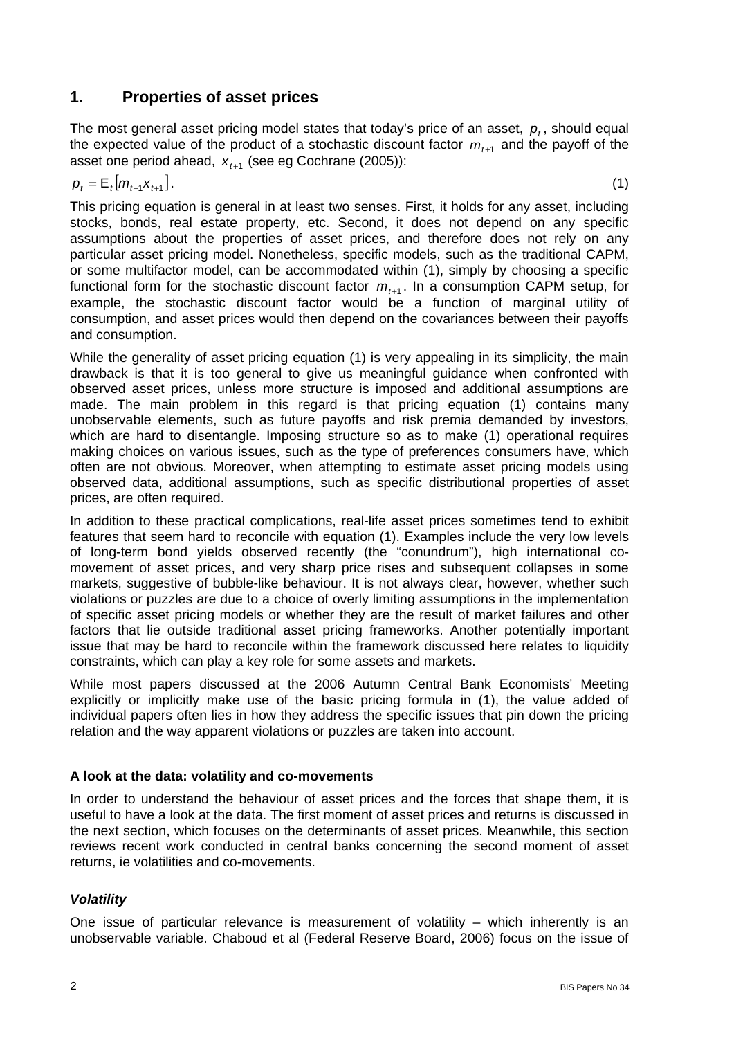## 1. Properties of asset prices

The most general asset pricing model states that today's price of an asset, $p_t$, should equal the expected value of the product of a stochastic discount factor $m_{t+1}$ and the payoff of the asset one period ahead, $x_{t+1}$ (see eg Cochrane (2005)):

$$p_t = \mathrm{E}_t\left[m_{t+1}x_{t+1}\right]. \qquad (1)$$

This pricing equation is general in at least two senses. First, it holds for any asset, including stocks, bonds, real estate property, etc. Second, it does not depend on any specific assumptions about the properties of asset prices, and therefore does not rely on any particular asset pricing model. Nonetheless, specific models, such as the traditional CAPM, or some multifactor model, can be accommodated within (1), simply by choosing a specific functional form for the stochastic discount factor $m_{t+1}$. In a consumption CAPM setup, for example, the stochastic discount factor would be a function of marginal utility of consumption, and asset prices would then depend on the covariances between their payoffs and consumption.

While the generality of asset pricing equation (1) is very appealing in its simplicity, the main drawback is that it is too general to give us meaningful guidance when confronted with observed asset prices, unless more structure is imposed and additional assumptions are made. The main problem in this regard is that pricing equation (1) contains many unobservable elements, such as future payoffs and risk premia demanded by investors, which are hard to disentangle. Imposing structure so as to make (1) operational requires making choices on various issues, such as the type of preferences consumers have, which often are not obvious. Moreover, when attempting to estimate asset pricing models using observed data, additional assumptions, such as specific distributional properties of asset prices, are often required.

In addition to these practical complications, real-life asset prices sometimes tend to exhibit features that seem hard to reconcile with equation (1). Examples include the very low levels of long-term bond yields observed recently (the "conundrum"), high international co-movement of asset prices, and very sharp price rises and subsequent collapses in some markets, suggestive of bubble-like behaviour. It is not always clear, however, whether such violations or puzzles are due to a choice of overly limiting assumptions in the implementation of specific asset pricing models or whether they are the result of market failures and other factors that lie outside traditional asset pricing frameworks. Another potentially important issue that may be hard to reconcile within the framework discussed here relates to liquidity constraints, which can play a key role for some assets and markets.

While most papers discussed at the 2006 Autumn Central Bank Economists' Meeting explicitly or implicitly make use of the basic pricing formula in (1), the value added of individual papers often lies in how they address the specific issues that pin down the pricing relation and the way apparent violations or puzzles are taken into account.

#### A look at the data: volatility and co-movements

In order to understand the behaviour of asset prices and the forces that shape them, it is useful to have a look at the data. The first moment of asset prices and returns is discussed in the next section, which focuses on the determinants of asset prices. Meanwhile, this section reviews recent work conducted in central banks concerning the second moment of asset returns, ie volatilities and co-movements.

#### *Volatility*

One issue of particular relevance is measurement of volatility – which inherently is an unobservable variable. Chaboud et al (Federal Reserve Board, 2006) focus on the issue of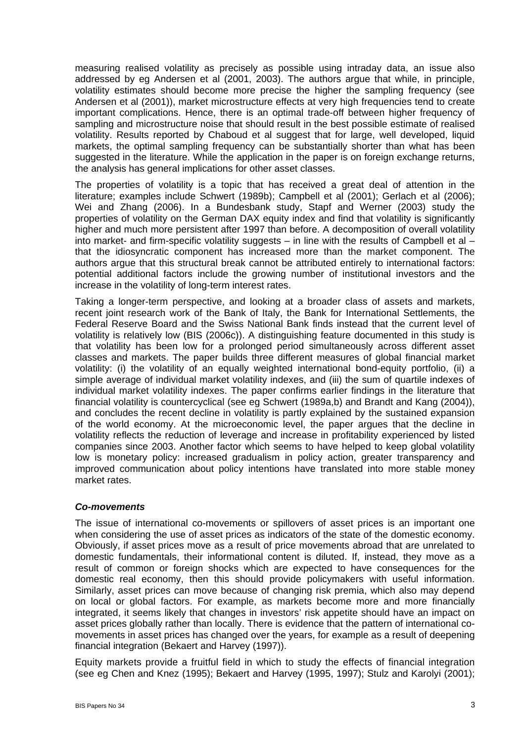measuring realised volatility as precisely as possible using intraday data, an issue also addressed by eg Andersen et al (2001, 2003). The authors argue that while, in principle, volatility estimates should become more precise the higher the sampling frequency (see Andersen et al (2001)), market microstructure effects at very high frequencies tend to create important complications. Hence, there is an optimal trade-off between higher frequency of sampling and microstructure noise that should result in the best possible estimate of realised volatility. Results reported by Chaboud et al suggest that for large, well developed, liquid markets, the optimal sampling frequency can be substantially shorter than what has been suggested in the literature. While the application in the paper is on foreign exchange returns, the analysis has general implications for other asset classes.

The properties of volatility is a topic that has received a great deal of attention in the literature; examples include Schwert (1989b); Campbell et al (2001); Gerlach et al (2006); Wei and Zhang (2006). In a Bundesbank study, Stapf and Werner (2003) study the properties of volatility on the German DAX equity index and find that volatility is significantly higher and much more persistent after 1997 than before. A decomposition of overall volatility into market- and firm-specific volatility suggests – in line with the results of Campbell et al – that the idiosyncratic component has increased more than the market component. The authors argue that this structural break cannot be attributed entirely to international factors: potential additional factors include the growing number of institutional investors and the increase in the volatility of long-term interest rates.

Taking a longer-term perspective, and looking at a broader class of assets and markets, recent joint research work of the Bank of Italy, the Bank for International Settlements, the Federal Reserve Board and the Swiss National Bank finds instead that the current level of volatility is relatively low (BIS (2006c)). A distinguishing feature documented in this study is that volatility has been low for a prolonged period simultaneously across different asset classes and markets. The paper builds three different measures of global financial market volatility: (i) the volatility of an equally weighted international bond-equity portfolio, (ii) a simple average of individual market volatility indexes, and (iii) the sum of quartile indexes of individual market volatility indexes. The paper confirms earlier findings in the literature that financial volatility is countercyclical (see eg Schwert (1989a,b) and Brandt and Kang (2004)), and concludes the recent decline in volatility is partly explained by the sustained expansion of the world economy. At the microeconomic level, the paper argues that the decline in volatility reflects the reduction of leverage and increase in profitability experienced by listed companies since 2003. Another factor which seems to have helped to keep global volatility low is monetary policy: increased gradualism in policy action, greater transparency and improved communication about policy intentions have translated into more stable money market rates.

### *Co-movements*

The issue of international co-movements or spillovers of asset prices is an important one when considering the use of asset prices as indicators of the state of the domestic economy. Obviously, if asset prices move as a result of price movements abroad that are unrelated to domestic fundamentals, their informational content is diluted. If, instead, they move as a result of common or foreign shocks which are expected to have consequences for the domestic real economy, then this should provide policymakers with useful information. Similarly, asset prices can move because of changing risk premia, which also may depend on local or global factors. For example, as markets become more and more financially integrated, it seems likely that changes in investors' risk appetite should have an impact on asset prices globally rather than locally. There is evidence that the pattern of international co-movements in asset prices has changed over the years, for example as a result of deepening financial integration (Bekaert and Harvey (1997)).

Equity markets provide a fruitful field in which to study the effects of financial integration (see eg Chen and Knez (1995); Bekaert and Harvey (1995, 1997); Stulz and Karolyi (2001);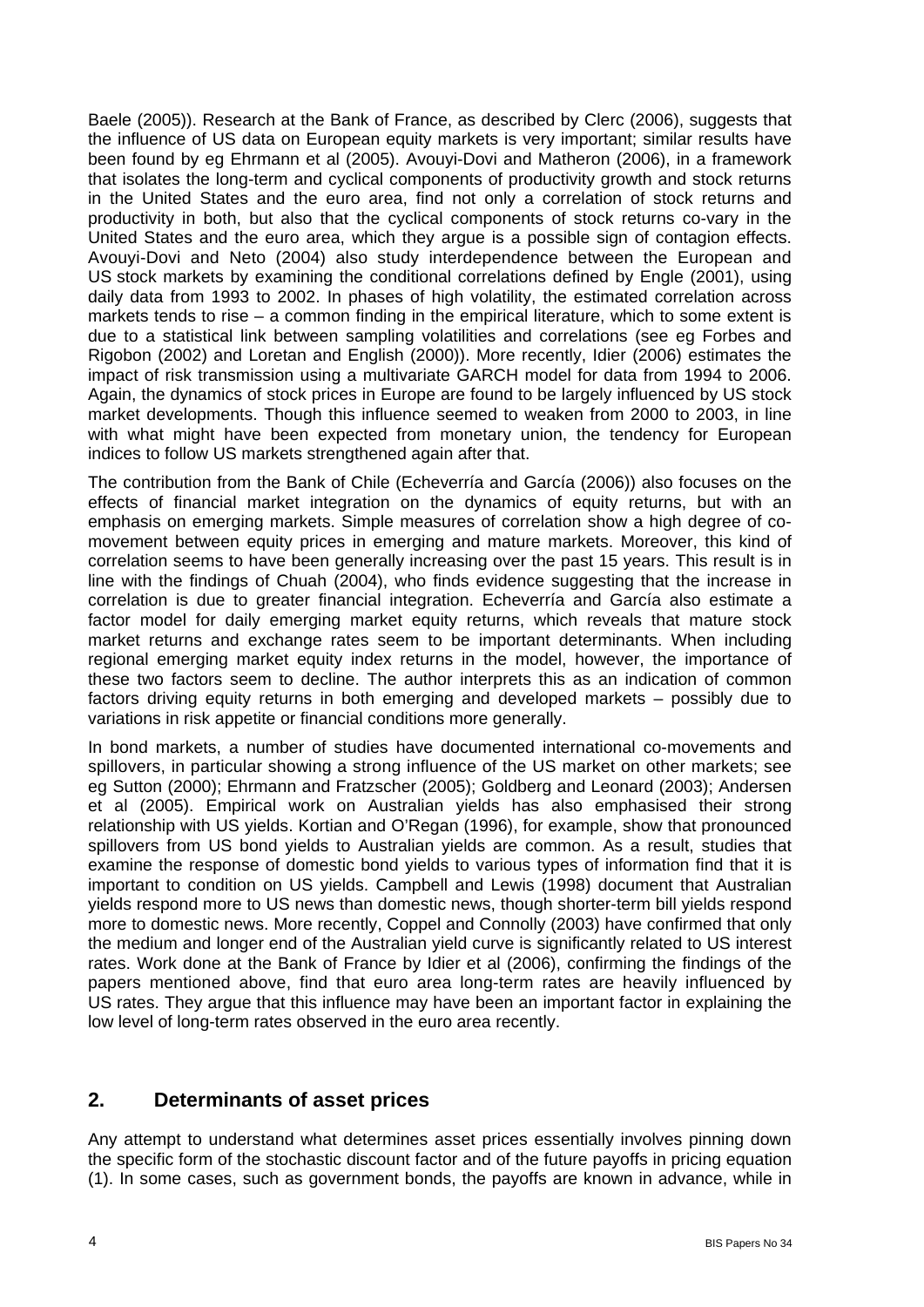Baele (2005)). Research at the Bank of France, as described by Clerc (2006), suggests that the influence of US data on European equity markets is very important; similar results have been found by eg Ehrmann et al (2005). Avouyi-Dovi and Matheron (2006), in a framework that isolates the long-term and cyclical components of productivity growth and stock returns in the United States and the euro area, find not only a correlation of stock returns and productivity in both, but also that the cyclical components of stock returns co-vary in the United States and the euro area, which they argue is a possible sign of contagion effects. Avouyi-Dovi and Neto (2004) also study interdependence between the European and US stock markets by examining the conditional correlations defined by Engle (2001), using daily data from 1993 to 2002. In phases of high volatility, the estimated correlation across markets tends to rise – a common finding in the empirical literature, which to some extent is due to a statistical link between sampling volatilities and correlations (see eg Forbes and Rigobon (2002) and Loretan and English (2000)). More recently, Idier (2006) estimates the impact of risk transmission using a multivariate GARCH model for data from 1994 to 2006. Again, the dynamics of stock prices in Europe are found to be largely influenced by US stock market developments. Though this influence seemed to weaken from 2000 to 2003, in line with what might have been expected from monetary union, the tendency for European indices to follow US markets strengthened again after that.

The contribution from the Bank of Chile (Echeverría and García (2006)) also focuses on the effects of financial market integration on the dynamics of equity returns, but with an emphasis on emerging markets. Simple measures of correlation show a high degree of co-movement between equity prices in emerging and mature markets. Moreover, this kind of correlation seems to have been generally increasing over the past 15 years. This result is in line with the findings of Chuah (2004), who finds evidence suggesting that the increase in correlation is due to greater financial integration. Echeverría and García also estimate a factor model for daily emerging market equity returns, which reveals that mature stock market returns and exchange rates seem to be important determinants. When including regional emerging market equity index returns in the model, however, the importance of these two factors seem to decline. The author interprets this as an indication of common factors driving equity returns in both emerging and developed markets – possibly due to variations in risk appetite or financial conditions more generally.

In bond markets, a number of studies have documented international co-movements and spillovers, in particular showing a strong influence of the US market on other markets; see eg Sutton (2000); Ehrmann and Fratzscher (2005); Goldberg and Leonard (2003); Andersen et al (2005). Empirical work on Australian yields has also emphasised their strong relationship with US yields. Kortian and O'Regan (1996), for example, show that pronounced spillovers from US bond yields to Australian yields are common. As a result, studies that examine the response of domestic bond yields to various types of information find that it is important to condition on US yields. Campbell and Lewis (1998) document that Australian yields respond more to US news than domestic news, though shorter-term bill yields respond more to domestic news. More recently, Coppel and Connolly (2003) have confirmed that only the medium and longer end of the Australian yield curve is significantly related to US interest rates. Work done at the Bank of France by Idier et al (2006), confirming the findings of the papers mentioned above, find that euro area long-term rates are heavily influenced by US rates. They argue that this influence may have been an important factor in explaining the low level of long-term rates observed in the euro area recently.

## 2. Determinants of asset prices

Any attempt to understand what determines asset prices essentially involves pinning down the specific form of the stochastic discount factor and of the future payoffs in pricing equation (1). In some cases, such as government bonds, the payoffs are known in advance, while in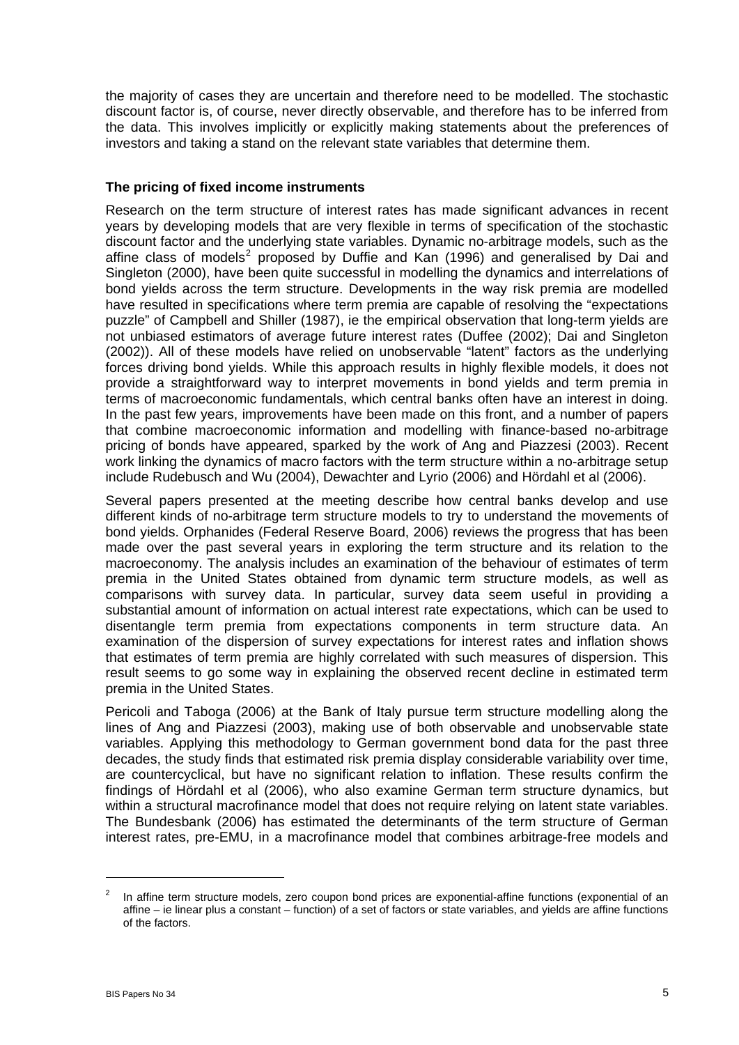the majority of cases they are uncertain and therefore need to be modelled. The stochastic discount factor is, of course, never directly observable, and therefore has to be inferred from the data. This involves implicitly or explicitly making statements about the preferences of investors and taking a stand on the relevant state variables that determine them.

### The pricing of fixed income instruments

Research on the term structure of interest rates has made significant advances in recent years by developing models that are very flexible in terms of specification of the stochastic discount factor and the underlying state variables. Dynamic no-arbitrage models, such as the affine class of models[2] proposed by Duffie and Kan (1996) and generalised by Dai and Singleton (2000), have been quite successful in modelling the dynamics and interrelations of bond yields across the term structure. Developments in the way risk premia are modelled have resulted in specifications where term premia are capable of resolving the "expectations puzzle" of Campbell and Shiller (1987), ie the empirical observation that long-term yields are not unbiased estimators of average future interest rates (Duffee (2002); Dai and Singleton (2002)). All of these models have relied on unobservable "latent" factors as the underlying forces driving bond yields. While this approach results in highly flexible models, it does not provide a straightforward way to interpret movements in bond yields and term premia in terms of macroeconomic fundamentals, which central banks often have an interest in doing. In the past few years, improvements have been made on this front, and a number of papers that combine macroeconomic information and modelling with finance-based no-arbitrage pricing of bonds have appeared, sparked by the work of Ang and Piazzesi (2003). Recent work linking the dynamics of macro factors with the term structure within a no-arbitrage setup include Rudebusch and Wu (2004), Dewachter and Lyrio (2006) and Hördahl et al (2006).

Several papers presented at the meeting describe how central banks develop and use different kinds of no-arbitrage term structure models to try to understand the movements of bond yields. Orphanides (Federal Reserve Board, 2006) reviews the progress that has been made over the past several years in exploring the term structure and its relation to the macroeconomy. The analysis includes an examination of the behaviour of estimates of term premia in the United States obtained from dynamic term structure models, as well as comparisons with survey data. In particular, survey data seem useful in providing a substantial amount of information on actual interest rate expectations, which can be used to disentangle term premia from expectations components in term structure data. An examination of the dispersion of survey expectations for interest rates and inflation shows that estimates of term premia are highly correlated with such measures of dispersion. This result seems to go some way in explaining the observed recent decline in estimated term premia in the United States.

Pericoli and Taboga (2006) at the Bank of Italy pursue term structure modelling along the lines of Ang and Piazzesi (2003), making use of both observable and unobservable state variables. Applying this methodology to German government bond data for the past three decades, the study finds that estimated risk premia display considerable variability over time, are countercyclical, but have no significant relation to inflation. These results confirm the findings of Hördahl et al (2006), who also examine German term structure dynamics, but within a structural macrofinance model that does not require relying on latent state variables. The Bundesbank (2006) has estimated the determinants of the term structure of German interest rates, pre-EMU, in a macrofinance model that combines arbitrage-free models and

[2] In affine term structure models, zero coupon bond prices are exponential-affine functions (exponential of an affine – ie linear plus a constant – function) of a set of factors or state variables, and yields are affine functions of the factors.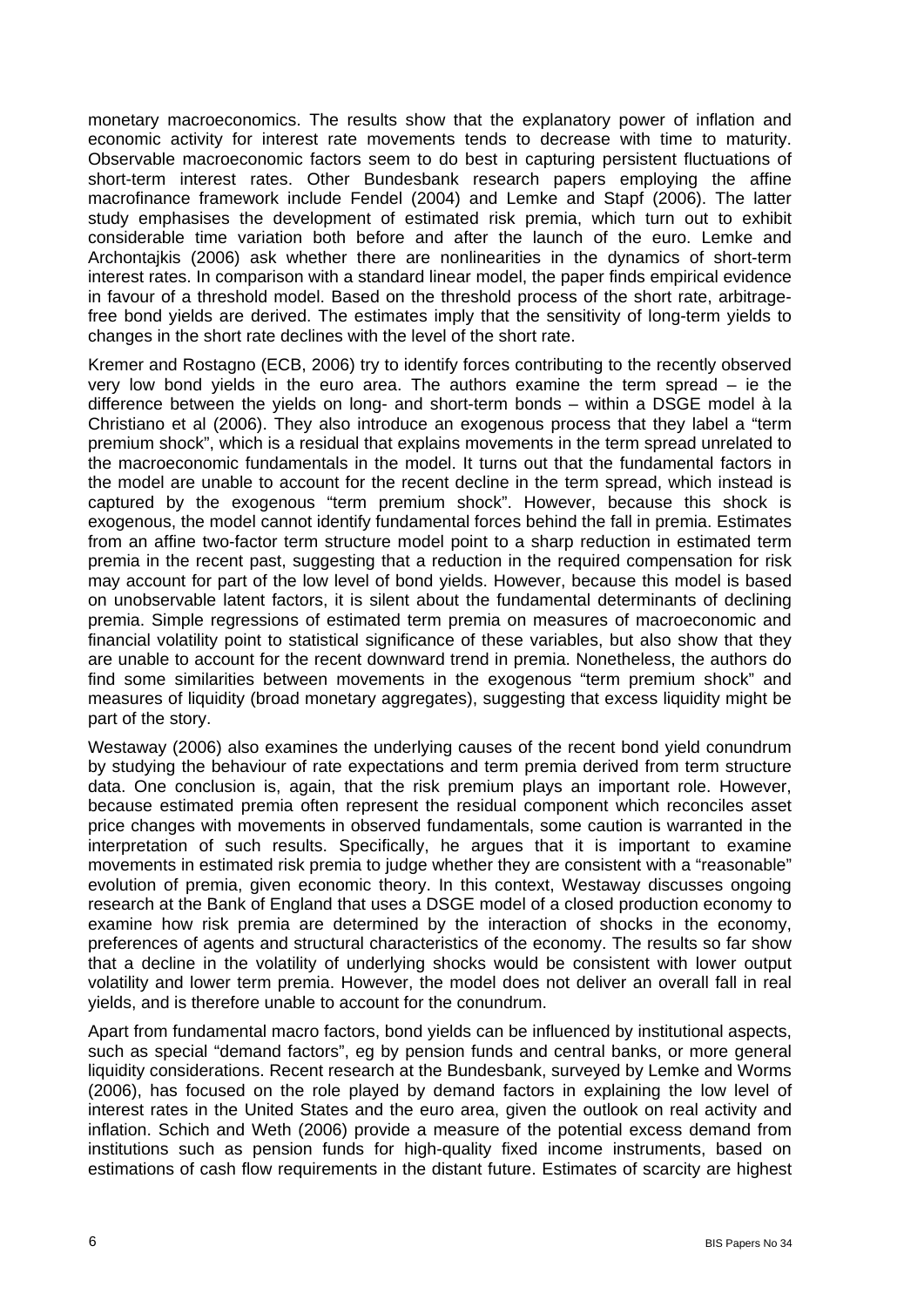monetary macroeconomics. The results show that the explanatory power of inflation and economic activity for interest rate movements tends to decrease with time to maturity. Observable macroeconomic factors seem to do best in capturing persistent fluctuations of short-term interest rates. Other Bundesbank research papers employing the affine macrofinance framework include Fendel (2004) and Lemke and Stapf (2006). The latter study emphasises the development of estimated risk premia, which turn out to exhibit considerable time variation both before and after the launch of the euro. Lemke and Archontajkis (2006) ask whether there are nonlinearities in the dynamics of short-term interest rates. In comparison with a standard linear model, the paper finds empirical evidence in favour of a threshold model. Based on the threshold process of the short rate, arbitrage-free bond yields are derived. The estimates imply that the sensitivity of long-term yields to changes in the short rate declines with the level of the short rate.

Kremer and Rostagno (ECB, 2006) try to identify forces contributing to the recently observed very low bond yields in the euro area. The authors examine the term spread – ie the difference between the yields on long- and short-term bonds – within a DSGE model à la Christiano et al (2006). They also introduce an exogenous process that they label a "term premium shock", which is a residual that explains movements in the term spread unrelated to the macroeconomic fundamentals in the model. It turns out that the fundamental factors in the model are unable to account for the recent decline in the term spread, which instead is captured by the exogenous "term premium shock". However, because this shock is exogenous, the model cannot identify fundamental forces behind the fall in premia. Estimates from an affine two-factor term structure model point to a sharp reduction in estimated term premia in the recent past, suggesting that a reduction in the required compensation for risk may account for part of the low level of bond yields. However, because this model is based on unobservable latent factors, it is silent about the fundamental determinants of declining premia. Simple regressions of estimated term premia on measures of macroeconomic and financial volatility point to statistical significance of these variables, but also show that they are unable to account for the recent downward trend in premia. Nonetheless, the authors do find some similarities between movements in the exogenous "term premium shock" and measures of liquidity (broad monetary aggregates), suggesting that excess liquidity might be part of the story.

Westaway (2006) also examines the underlying causes of the recent bond yield conundrum by studying the behaviour of rate expectations and term premia derived from term structure data. One conclusion is, again, that the risk premium plays an important role. However, because estimated premia often represent the residual component which reconciles asset price changes with movements in observed fundamentals, some caution is warranted in the interpretation of such results. Specifically, he argues that it is important to examine movements in estimated risk premia to judge whether they are consistent with a "reasonable" evolution of premia, given economic theory. In this context, Westaway discusses ongoing research at the Bank of England that uses a DSGE model of a closed production economy to examine how risk premia are determined by the interaction of shocks in the economy, preferences of agents and structural characteristics of the economy. The results so far show that a decline in the volatility of underlying shocks would be consistent with lower output volatility and lower term premia. However, the model does not deliver an overall fall in real yields, and is therefore unable to account for the conundrum.

Apart from fundamental macro factors, bond yields can be influenced by institutional aspects, such as special "demand factors", eg by pension funds and central banks, or more general liquidity considerations. Recent research at the Bundesbank, surveyed by Lemke and Worms (2006), has focused on the role played by demand factors in explaining the low level of interest rates in the United States and the euro area, given the outlook on real activity and inflation. Schich and Weth (2006) provide a measure of the potential excess demand from institutions such as pension funds for high-quality fixed income instruments, based on estimations of cash flow requirements in the distant future. Estimates of scarcity are highest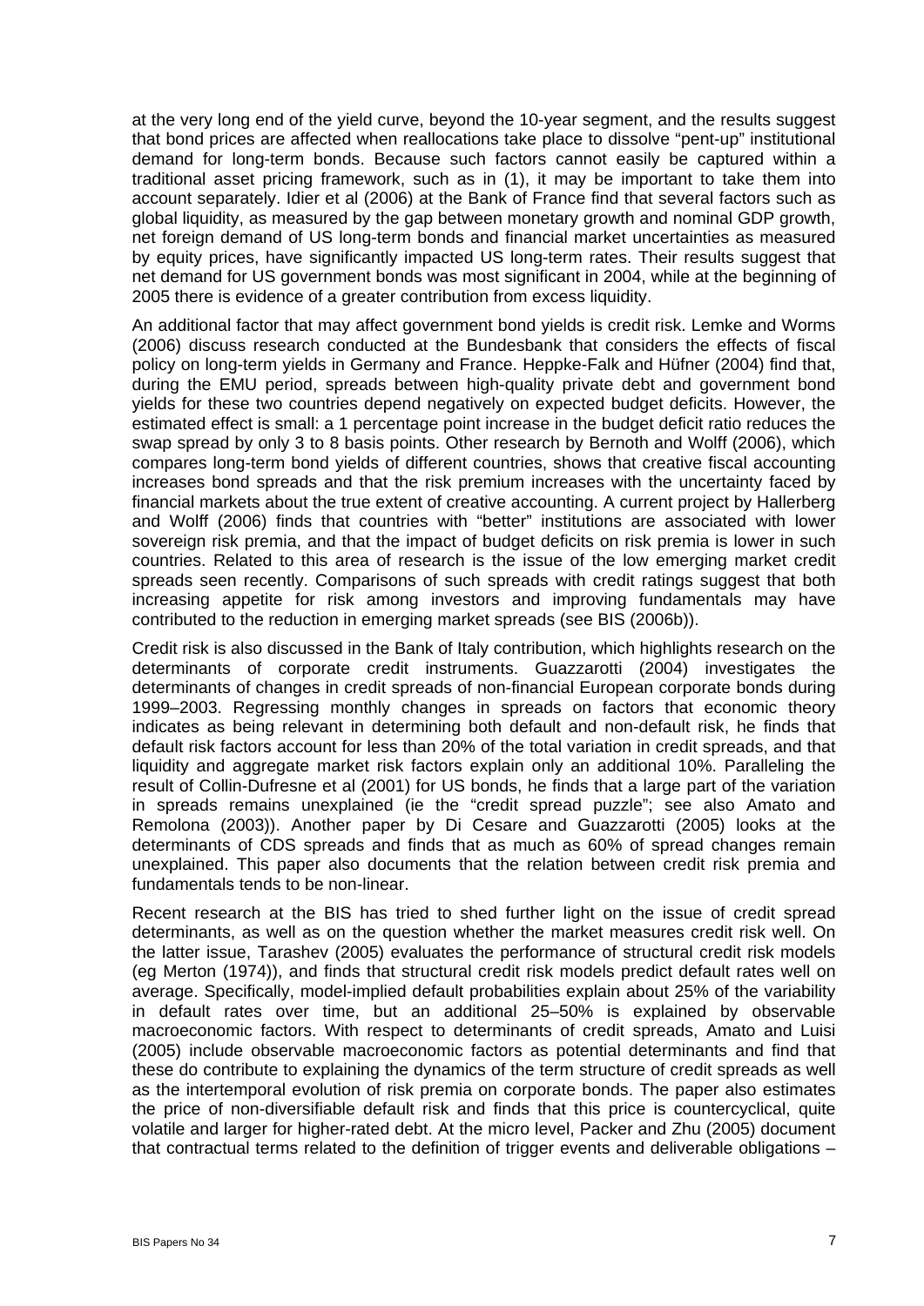at the very long end of the yield curve, beyond the 10-year segment, and the results suggest that bond prices are affected when reallocations take place to dissolve "pent-up" institutional demand for long-term bonds. Because such factors cannot easily be captured within a traditional asset pricing framework, such as in (1), it may be important to take them into account separately. Idier et al (2006) at the Bank of France find that several factors such as global liquidity, as measured by the gap between monetary growth and nominal GDP growth, net foreign demand of US long-term bonds and financial market uncertainties as measured by equity prices, have significantly impacted US long-term rates. Their results suggest that net demand for US government bonds was most significant in 2004, while at the beginning of 2005 there is evidence of a greater contribution from excess liquidity.

An additional factor that may affect government bond yields is credit risk. Lemke and Worms (2006) discuss research conducted at the Bundesbank that considers the effects of fiscal policy on long-term yields in Germany and France. Heppke-Falk and Hüfner (2004) find that, during the EMU period, spreads between high-quality private debt and government bond yields for these two countries depend negatively on expected budget deficits. However, the estimated effect is small: a 1 percentage point increase in the budget deficit ratio reduces the swap spread by only 3 to 8 basis points. Other research by Bernoth and Wolff (2006), which compares long-term bond yields of different countries, shows that creative fiscal accounting increases bond spreads and that the risk premium increases with the uncertainty faced by financial markets about the true extent of creative accounting. A current project by Hallerberg and Wolff (2006) finds that countries with "better" institutions are associated with lower sovereign risk premia, and that the impact of budget deficits on risk premia is lower in such countries. Related to this area of research is the issue of the low emerging market credit spreads seen recently. Comparisons of such spreads with credit ratings suggest that both increasing appetite for risk among investors and improving fundamentals may have contributed to the reduction in emerging market spreads (see BIS (2006b)).

Credit risk is also discussed in the Bank of Italy contribution, which highlights research on the determinants of corporate credit instruments. Guazzarotti (2004) investigates the determinants of changes in credit spreads of non-financial European corporate bonds during 1999–2003. Regressing monthly changes in spreads on factors that economic theory indicates as being relevant in determining both default and non-default risk, he finds that default risk factors account for less than 20% of the total variation in credit spreads, and that liquidity and aggregate market risk factors explain only an additional 10%. Paralleling the result of Collin-Dufresne et al (2001) for US bonds, he finds that a large part of the variation in spreads remains unexplained (ie the "credit spread puzzle"; see also Amato and Remolona (2003)). Another paper by Di Cesare and Guazzarotti (2005) looks at the determinants of CDS spreads and finds that as much as 60% of spread changes remain unexplained. This paper also documents that the relation between credit risk premia and fundamentals tends to be non-linear.

Recent research at the BIS has tried to shed further light on the issue of credit spread determinants, as well as on the question whether the market measures credit risk well. On the latter issue, Tarashev (2005) evaluates the performance of structural credit risk models (eg Merton (1974)), and finds that structural credit risk models predict default rates well on average. Specifically, model-implied default probabilities explain about 25% of the variability in default rates over time, but an additional 25–50% is explained by observable macroeconomic factors. With respect to determinants of credit spreads, Amato and Luisi (2005) include observable macroeconomic factors as potential determinants and find that these do contribute to explaining the dynamics of the term structure of credit spreads as well as the intertemporal evolution of risk premia on corporate bonds. The paper also estimates the price of non-diversifiable default risk and finds that this price is countercyclical, quite volatile and larger for higher-rated debt. At the micro level, Packer and Zhu (2005) document that contractual terms related to the definition of trigger events and deliverable obligations –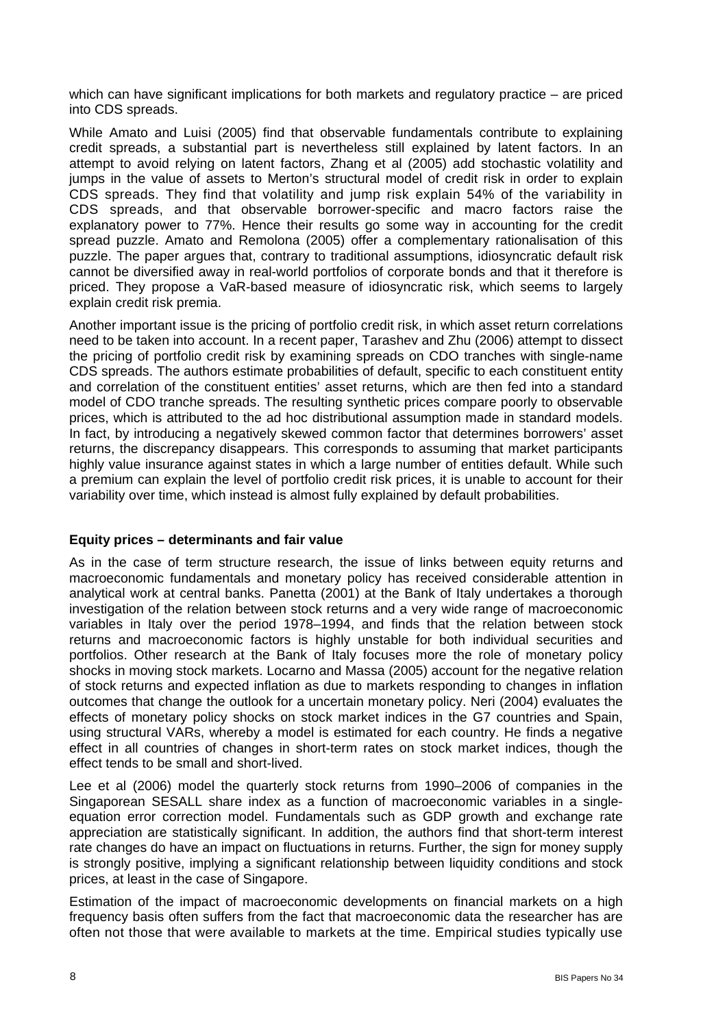which can have significant implications for both markets and regulatory practice – are priced into CDS spreads.

While Amato and Luisi (2005) find that observable fundamentals contribute to explaining credit spreads, a substantial part is nevertheless still explained by latent factors. In an attempt to avoid relying on latent factors, Zhang et al (2005) add stochastic volatility and jumps in the value of assets to Merton's structural model of credit risk in order to explain CDS spreads. They find that volatility and jump risk explain 54% of the variability in CDS spreads, and that observable borrower-specific and macro factors raise the explanatory power to 77%. Hence their results go some way in accounting for the credit spread puzzle. Amato and Remolona (2005) offer a complementary rationalisation of this puzzle. The paper argues that, contrary to traditional assumptions, idiosyncratic default risk cannot be diversified away in real-world portfolios of corporate bonds and that it therefore is priced. They propose a VaR-based measure of idiosyncratic risk, which seems to largely explain credit risk premia.

Another important issue is the pricing of portfolio credit risk, in which asset return correlations need to be taken into account. In a recent paper, Tarashev and Zhu (2006) attempt to dissect the pricing of portfolio credit risk by examining spreads on CDO tranches with single-name CDS spreads. The authors estimate probabilities of default, specific to each constituent entity and correlation of the constituent entities' asset returns, which are then fed into a standard model of CDO tranche spreads. The resulting synthetic prices compare poorly to observable prices, which is attributed to the ad hoc distributional assumption made in standard models. In fact, by introducing a negatively skewed common factor that determines borrowers' asset returns, the discrepancy disappears. This corresponds to assuming that market participants highly value insurance against states in which a large number of entities default. While such a premium can explain the level of portfolio credit risk prices, it is unable to account for their variability over time, which instead is almost fully explained by default probabilities.

**Equity prices – determinants and fair value**

As in the case of term structure research, the issue of links between equity returns and macroeconomic fundamentals and monetary policy has received considerable attention in analytical work at central banks. Panetta (2001) at the Bank of Italy undertakes a thorough investigation of the relation between stock returns and a very wide range of macroeconomic variables in Italy over the period 1978–1994, and finds that the relation between stock returns and macroeconomic factors is highly unstable for both individual securities and portfolios. Other research at the Bank of Italy focuses more the role of monetary policy shocks in moving stock markets. Locarno and Massa (2005) account for the negative relation of stock returns and expected inflation as due to markets responding to changes in inflation outcomes that change the outlook for a uncertain monetary policy. Neri (2004) evaluates the effects of monetary policy shocks on stock market indices in the G7 countries and Spain, using structural VARs, whereby a model is estimated for each country. He finds a negative effect in all countries of changes in short-term rates on stock market indices, though the effect tends to be small and short-lived.

Lee et al (2006) model the quarterly stock returns from 1990–2006 of companies in the Singaporean SESALL share index as a function of macroeconomic variables in a single-equation error correction model. Fundamentals such as GDP growth and exchange rate appreciation are statistically significant. In addition, the authors find that short-term interest rate changes do have an impact on fluctuations in returns. Further, the sign for money supply is strongly positive, implying a significant relationship between liquidity conditions and stock prices, at least in the case of Singapore.

Estimation of the impact of macroeconomic developments on financial markets on a high frequency basis often suffers from the fact that macroeconomic data the researcher has are often not those that were available to markets at the time. Empirical studies typically use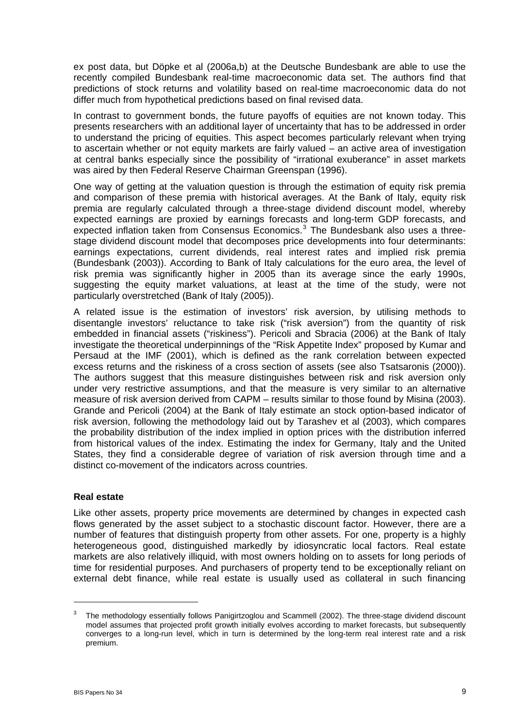ex post data, but Döpke et al (2006a,b) at the Deutsche Bundesbank are able to use the recently compiled Bundesbank real-time macroeconomic data set. The authors find that predictions of stock returns and volatility based on real-time macroeconomic data do not differ much from hypothetical predictions based on final revised data.

In contrast to government bonds, the future payoffs of equities are not known today. This presents researchers with an additional layer of uncertainty that has to be addressed in order to understand the pricing of equities. This aspect becomes particularly relevant when trying to ascertain whether or not equity markets are fairly valued – an active area of investigation at central banks especially since the possibility of "irrational exuberance" in asset markets was aired by then Federal Reserve Chairman Greenspan (1996).

One way of getting at the valuation question is through the estimation of equity risk premia and comparison of these premia with historical averages. At the Bank of Italy, equity risk premia are regularly calculated through a three-stage dividend discount model, whereby expected earnings are proxied by earnings forecasts and long-term GDP forecasts, and expected inflation taken from Consensus Economics.[3] The Bundesbank also uses a three-stage dividend discount model that decomposes price developments into four determinants: earnings expectations, current dividends, real interest rates and implied risk premia (Bundesbank (2003)). According to Bank of Italy calculations for the euro area, the level of risk premia was significantly higher in 2005 than its average since the early 1990s, suggesting the equity market valuations, at least at the time of the study, were not particularly overstretched (Bank of Italy (2005)).

A related issue is the estimation of investors' risk aversion, by utilising methods to disentangle investors' reluctance to take risk ("risk aversion") from the quantity of risk embedded in financial assets ("riskiness"). Pericoli and Sbracia (2006) at the Bank of Italy investigate the theoretical underpinnings of the "Risk Appetite Index" proposed by Kumar and Persaud at the IMF (2001), which is defined as the rank correlation between expected excess returns and the riskiness of a cross section of assets (see also Tsatsaronis (2000)). The authors suggest that this measure distinguishes between risk and risk aversion only under very restrictive assumptions, and that the measure is very similar to an alternative measure of risk aversion derived from CAPM – results similar to those found by Misina (2003). Grande and Pericoli (2004) at the Bank of Italy estimate an stock option-based indicator of risk aversion, following the methodology laid out by Tarashev et al (2003), which compares the probability distribution of the index implied in option prices with the distribution inferred from historical values of the index. Estimating the index for Germany, Italy and the United States, they find a considerable degree of variation of risk aversion through time and a distinct co-movement of the indicators across countries.

**Real estate**

Like other assets, property price movements are determined by changes in expected cash flows generated by the asset subject to a stochastic discount factor. However, there are a number of features that distinguish property from other assets. For one, property is a highly heterogeneous good, distinguished markedly by idiosyncratic local factors. Real estate markets are also relatively illiquid, with most owners holding on to assets for long periods of time for residential purposes. And purchasers of property tend to be exceptionally reliant on external debt finance, while real estate is usually used as collateral in such financing

---

[3] The methodology essentially follows Panigirtzoglou and Scammell (2002). The three-stage dividend discount model assumes that projected profit growth initially evolves according to market forecasts, but subsequently converges to a long-run level, which in turn is determined by the long-term real interest rate and a risk premium.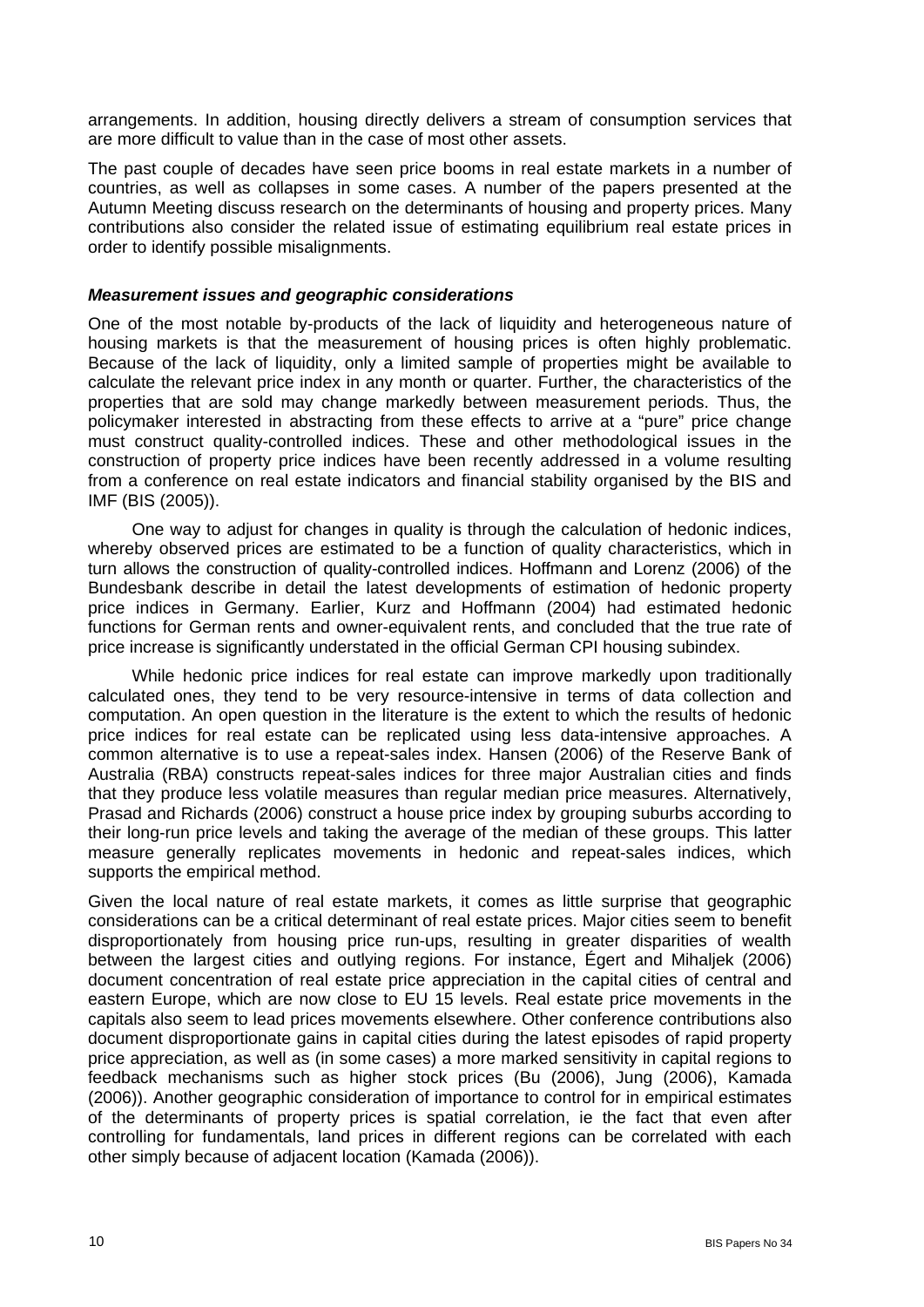arrangements. In addition, housing directly delivers a stream of consumption services that are more difficult to value than in the case of most other assets.

The past couple of decades have seen price booms in real estate markets in a number of countries, as well as collapses in some cases. A number of the papers presented at the Autumn Meeting discuss research on the determinants of housing and property prices. Many contributions also consider the related issue of estimating equilibrium real estate prices in order to identify possible misalignments.

### *Measurement issues and geographic considerations*

One of the most notable by-products of the lack of liquidity and heterogeneous nature of housing markets is that the measurement of housing prices is often highly problematic. Because of the lack of liquidity, only a limited sample of properties might be available to calculate the relevant price index in any month or quarter. Further, the characteristics of the properties that are sold may change markedly between measurement periods. Thus, the policymaker interested in abstracting from these effects to arrive at a "pure" price change must construct quality-controlled indices. These and other methodological issues in the construction of property price indices have been recently addressed in a volume resulting from a conference on real estate indicators and financial stability organised by the BIS and IMF (BIS (2005)).

One way to adjust for changes in quality is through the calculation of hedonic indices, whereby observed prices are estimated to be a function of quality characteristics, which in turn allows the construction of quality-controlled indices. Hoffmann and Lorenz (2006) of the Bundesbank describe in detail the latest developments of estimation of hedonic property price indices in Germany. Earlier, Kurz and Hoffmann (2004) had estimated hedonic functions for German rents and owner-equivalent rents, and concluded that the true rate of price increase is significantly understated in the official German CPI housing subindex.

While hedonic price indices for real estate can improve markedly upon traditionally calculated ones, they tend to be very resource-intensive in terms of data collection and computation. An open question in the literature is the extent to which the results of hedonic price indices for real estate can be replicated using less data-intensive approaches. A common alternative is to use a repeat-sales index. Hansen (2006) of the Reserve Bank of Australia (RBA) constructs repeat-sales indices for three major Australian cities and finds that they produce less volatile measures than regular median price measures. Alternatively, Prasad and Richards (2006) construct a house price index by grouping suburbs according to their long-run price levels and taking the average of the median of these groups. This latter measure generally replicates movements in hedonic and repeat-sales indices, which supports the empirical method.

Given the local nature of real estate markets, it comes as little surprise that geographic considerations can be a critical determinant of real estate prices. Major cities seem to benefit disproportionately from housing price run-ups, resulting in greater disparities of wealth between the largest cities and outlying regions. For instance, Égert and Mihaljek (2006) document concentration of real estate price appreciation in the capital cities of central and eastern Europe, which are now close to EU 15 levels. Real estate price movements in the capitals also seem to lead prices movements elsewhere. Other conference contributions also document disproportionate gains in capital cities during the latest episodes of rapid property price appreciation, as well as (in some cases) a more marked sensitivity in capital regions to feedback mechanisms such as higher stock prices (Bu (2006), Jung (2006), Kamada (2006)). Another geographic consideration of importance to control for in empirical estimates of the determinants of property prices is spatial correlation, ie the fact that even after controlling for fundamentals, land prices in different regions can be correlated with each other simply because of adjacent location (Kamada (2006)).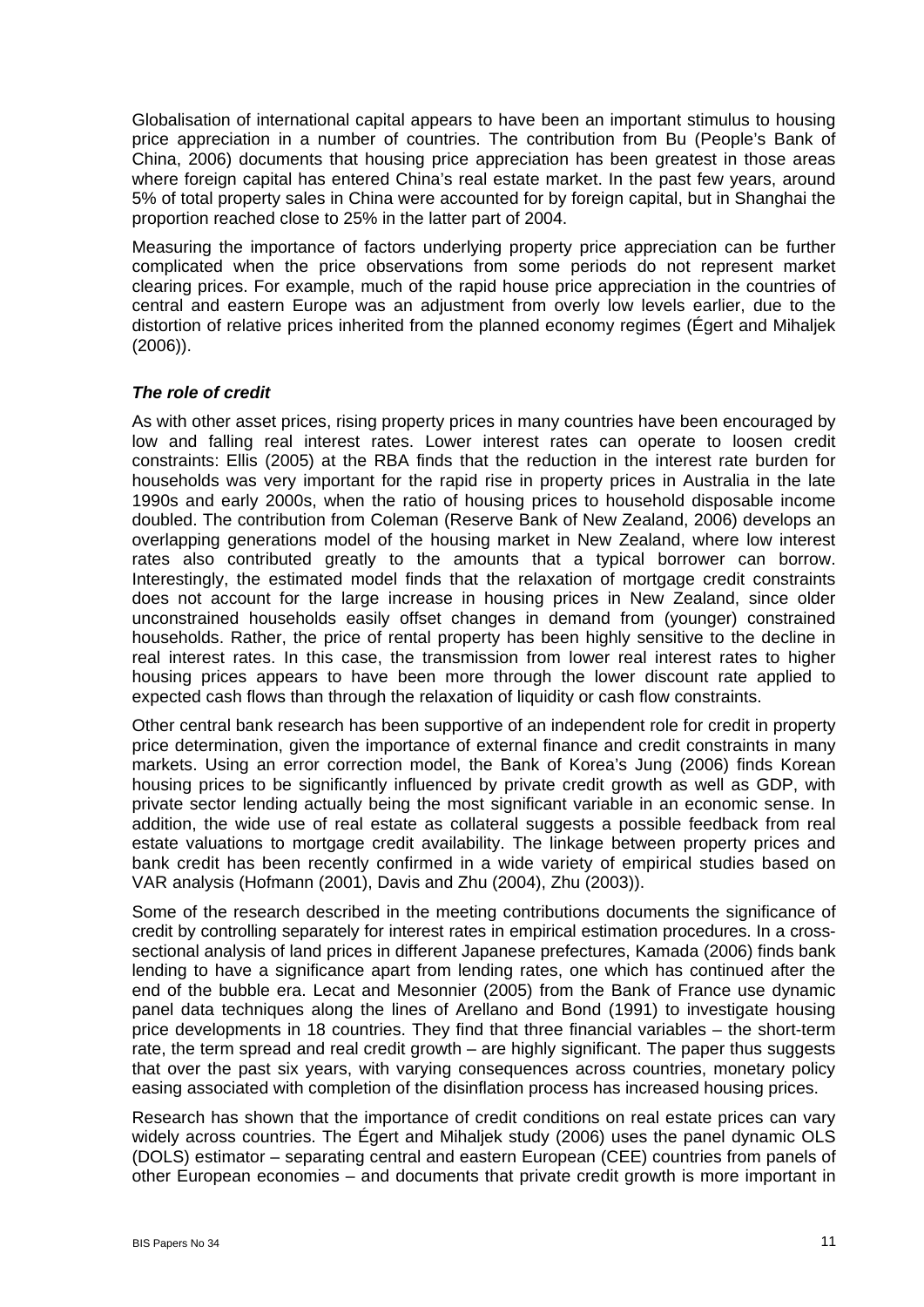Globalisation of international capital appears to have been an important stimulus to housing price appreciation in a number of countries. The contribution from Bu (People's Bank of China, 2006) documents that housing price appreciation has been greatest in those areas where foreign capital has entered China's real estate market. In the past few years, around 5% of total property sales in China were accounted for by foreign capital, but in Shanghai the proportion reached close to 25% in the latter part of 2004.

Measuring the importance of factors underlying property price appreciation can be further complicated when the price observations from some periods do not represent market clearing prices. For example, much of the rapid house price appreciation in the countries of central and eastern Europe was an adjustment from overly low levels earlier, due to the distortion of relative prices inherited from the planned economy regimes (Égert and Mihaljek (2006)).

### *The role of credit*

As with other asset prices, rising property prices in many countries have been encouraged by low and falling real interest rates. Lower interest rates can operate to loosen credit constraints: Ellis (2005) at the RBA finds that the reduction in the interest rate burden for households was very important for the rapid rise in property prices in Australia in the late 1990s and early 2000s, when the ratio of housing prices to household disposable income doubled. The contribution from Coleman (Reserve Bank of New Zealand, 2006) develops an overlapping generations model of the housing market in New Zealand, where low interest rates also contributed greatly to the amounts that a typical borrower can borrow. Interestingly, the estimated model finds that the relaxation of mortgage credit constraints does not account for the large increase in housing prices in New Zealand, since older unconstrained households easily offset changes in demand from (younger) constrained households. Rather, the price of rental property has been highly sensitive to the decline in real interest rates. In this case, the transmission from lower real interest rates to higher housing prices appears to have been more through the lower discount rate applied to expected cash flows than through the relaxation of liquidity or cash flow constraints.

Other central bank research has been supportive of an independent role for credit in property price determination, given the importance of external finance and credit constraints in many markets. Using an error correction model, the Bank of Korea's Jung (2006) finds Korean housing prices to be significantly influenced by private credit growth as well as GDP, with private sector lending actually being the most significant variable in an economic sense. In addition, the wide use of real estate as collateral suggests a possible feedback from real estate valuations to mortgage credit availability. The linkage between property prices and bank credit has been recently confirmed in a wide variety of empirical studies based on VAR analysis (Hofmann (2001), Davis and Zhu (2004), Zhu (2003)).

Some of the research described in the meeting contributions documents the significance of credit by controlling separately for interest rates in empirical estimation procedures. In a cross-sectional analysis of land prices in different Japanese prefectures, Kamada (2006) finds bank lending to have a significance apart from lending rates, one which has continued after the end of the bubble era. Lecat and Mesonnier (2005) from the Bank of France use dynamic panel data techniques along the lines of Arellano and Bond (1991) to investigate housing price developments in 18 countries. They find that three financial variables – the short-term rate, the term spread and real credit growth – are highly significant. The paper thus suggests that over the past six years, with varying consequences across countries, monetary policy easing associated with completion of the disinflation process has increased housing prices.

Research has shown that the importance of credit conditions on real estate prices can vary widely across countries. The Égert and Mihaljek study (2006) uses the panel dynamic OLS (DOLS) estimator – separating central and eastern European (CEE) countries from panels of other European economies – and documents that private credit growth is more important in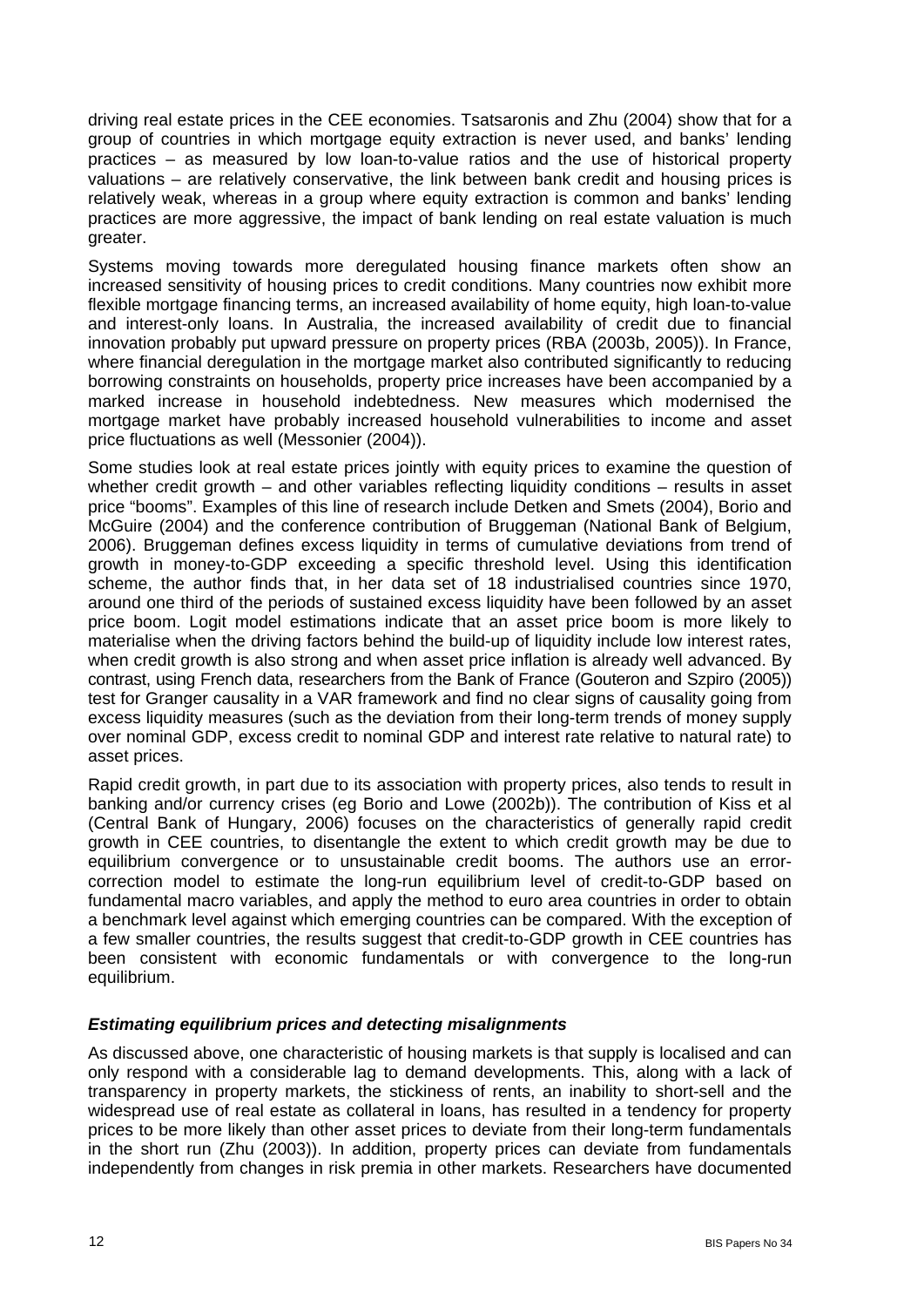driving real estate prices in the CEE economies. Tsatsaronis and Zhu (2004) show that for a group of countries in which mortgage equity extraction is never used, and banks' lending practices – as measured by low loan-to-value ratios and the use of historical property valuations – are relatively conservative, the link between bank credit and housing prices is relatively weak, whereas in a group where equity extraction is common and banks' lending practices are more aggressive, the impact of bank lending on real estate valuation is much greater.

Systems moving towards more deregulated housing finance markets often show an increased sensitivity of housing prices to credit conditions. Many countries now exhibit more flexible mortgage financing terms, an increased availability of home equity, high loan-to-value and interest-only loans. In Australia, the increased availability of credit due to financial innovation probably put upward pressure on property prices (RBA (2003b, 2005)). In France, where financial deregulation in the mortgage market also contributed significantly to reducing borrowing constraints on households, property price increases have been accompanied by a marked increase in household indebtedness. New measures which modernised the mortgage market have probably increased household vulnerabilities to income and asset price fluctuations as well (Messonier (2004)).

Some studies look at real estate prices jointly with equity prices to examine the question of whether credit growth – and other variables reflecting liquidity conditions – results in asset price "booms". Examples of this line of research include Detken and Smets (2004), Borio and McGuire (2004) and the conference contribution of Bruggeman (National Bank of Belgium, 2006). Bruggeman defines excess liquidity in terms of cumulative deviations from trend of growth in money-to-GDP exceeding a specific threshold level. Using this identification scheme, the author finds that, in her data set of 18 industrialised countries since 1970, around one third of the periods of sustained excess liquidity have been followed by an asset price boom. Logit model estimations indicate that an asset price boom is more likely to materialise when the driving factors behind the build-up of liquidity include low interest rates, when credit growth is also strong and when asset price inflation is already well advanced. By contrast, using French data, researchers from the Bank of France (Gouteron and Szpiro (2005)) test for Granger causality in a VAR framework and find no clear signs of causality going from excess liquidity measures (such as the deviation from their long-term trends of money supply over nominal GDP, excess credit to nominal GDP and interest rate relative to natural rate) to asset prices.

Rapid credit growth, in part due to its association with property prices, also tends to result in banking and/or currency crises (eg Borio and Lowe (2002b)). The contribution of Kiss et al (Central Bank of Hungary, 2006) focuses on the characteristics of generally rapid credit growth in CEE countries, to disentangle the extent to which credit growth may be due to equilibrium convergence or to unsustainable credit booms. The authors use an error-correction model to estimate the long-run equilibrium level of credit-to-GDP based on fundamental macro variables, and apply the method to euro area countries in order to obtain a benchmark level against which emerging countries can be compared. With the exception of a few smaller countries, the results suggest that credit-to-GDP growth in CEE countries has been consistent with economic fundamentals or with convergence to the long-run equilibrium.

### *Estimating equilibrium prices and detecting misalignments*

As discussed above, one characteristic of housing markets is that supply is localised and can only respond with a considerable lag to demand developments. This, along with a lack of transparency in property markets, the stickiness of rents, an inability to short-sell and the widespread use of real estate as collateral in loans, has resulted in a tendency for property prices to be more likely than other asset prices to deviate from their long-term fundamentals in the short run (Zhu (2003)). In addition, property prices can deviate from fundamentals independently from changes in risk premia in other markets. Researchers have documented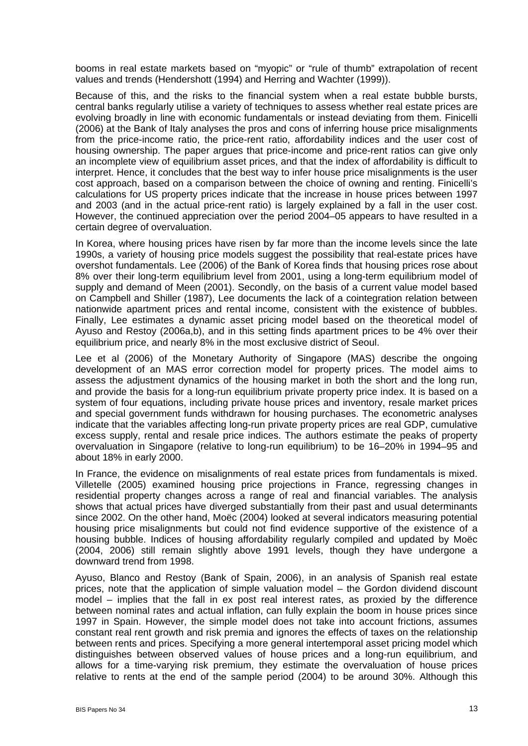booms in real estate markets based on "myopic" or "rule of thumb" extrapolation of recent values and trends (Hendershott (1994) and Herring and Wachter (1999)).

Because of this, and the risks to the financial system when a real estate bubble bursts, central banks regularly utilise a variety of techniques to assess whether real estate prices are evolving broadly in line with economic fundamentals or instead deviating from them. Finicelli (2006) at the Bank of Italy analyses the pros and cons of inferring house price misalignments from the price-income ratio, the price-rent ratio, affordability indices and the user cost of housing ownership. The paper argues that price-income and price-rent ratios can give only an incomplete view of equilibrium asset prices, and that the index of affordability is difficult to interpret. Hence, it concludes that the best way to infer house price misalignments is the user cost approach, based on a comparison between the choice of owning and renting. Finicelli's calculations for US property prices indicate that the increase in house prices between 1997 and 2003 (and in the actual price-rent ratio) is largely explained by a fall in the user cost. However, the continued appreciation over the period 2004–05 appears to have resulted in a certain degree of overvaluation.

In Korea, where housing prices have risen by far more than the income levels since the late 1990s, a variety of housing price models suggest the possibility that real-estate prices have overshot fundamentals. Lee (2006) of the Bank of Korea finds that housing prices rose about 8% over their long-term equilibrium level from 2001, using a long-term equilibrium model of supply and demand of Meen (2001). Secondly, on the basis of a current value model based on Campbell and Shiller (1987), Lee documents the lack of a cointegration relation between nationwide apartment prices and rental income, consistent with the existence of bubbles. Finally, Lee estimates a dynamic asset pricing model based on the theoretical model of Ayuso and Restoy (2006a,b), and in this setting finds apartment prices to be 4% over their equilibrium price, and nearly 8% in the most exclusive district of Seoul.

Lee et al (2006) of the Monetary Authority of Singapore (MAS) describe the ongoing development of an MAS error correction model for property prices. The model aims to assess the adjustment dynamics of the housing market in both the short and the long run, and provide the basis for a long-run equilibrium private property price index. It is based on a system of four equations, including private house prices and inventory, resale market prices and special government funds withdrawn for housing purchases. The econometric analyses indicate that the variables affecting long-run private property prices are real GDP, cumulative excess supply, rental and resale price indices. The authors estimate the peaks of property overvaluation in Singapore (relative to long-run equilibrium) to be 16–20% in 1994–95 and about 18% in early 2000.

In France, the evidence on misalignments of real estate prices from fundamentals is mixed. Villetelle (2005) examined housing price projections in France, regressing changes in residential property changes across a range of real and financial variables. The analysis shows that actual prices have diverged substantially from their past and usual determinants since 2002. On the other hand, Moëc (2004) looked at several indicators measuring potential housing price misalignments but could not find evidence supportive of the existence of a housing bubble. Indices of housing affordability regularly compiled and updated by Moëc (2004, 2006) still remain slightly above 1991 levels, though they have undergone a downward trend from 1998.

Ayuso, Blanco and Restoy (Bank of Spain, 2006), in an analysis of Spanish real estate prices, note that the application of simple valuation model – the Gordon dividend discount model – implies that the fall in ex post real interest rates, as proxied by the difference between nominal rates and actual inflation, can fully explain the boom in house prices since 1997 in Spain. However, the simple model does not take into account frictions, assumes constant real rent growth and risk premia and ignores the effects of taxes on the relationship between rents and prices. Specifying a more general intertemporal asset pricing model which distinguishes between observed values of house prices and a long-run equilibrium, and allows for a time-varying risk premium, they estimate the overvaluation of house prices relative to rents at the end of the sample period (2004) to be around 30%. Although this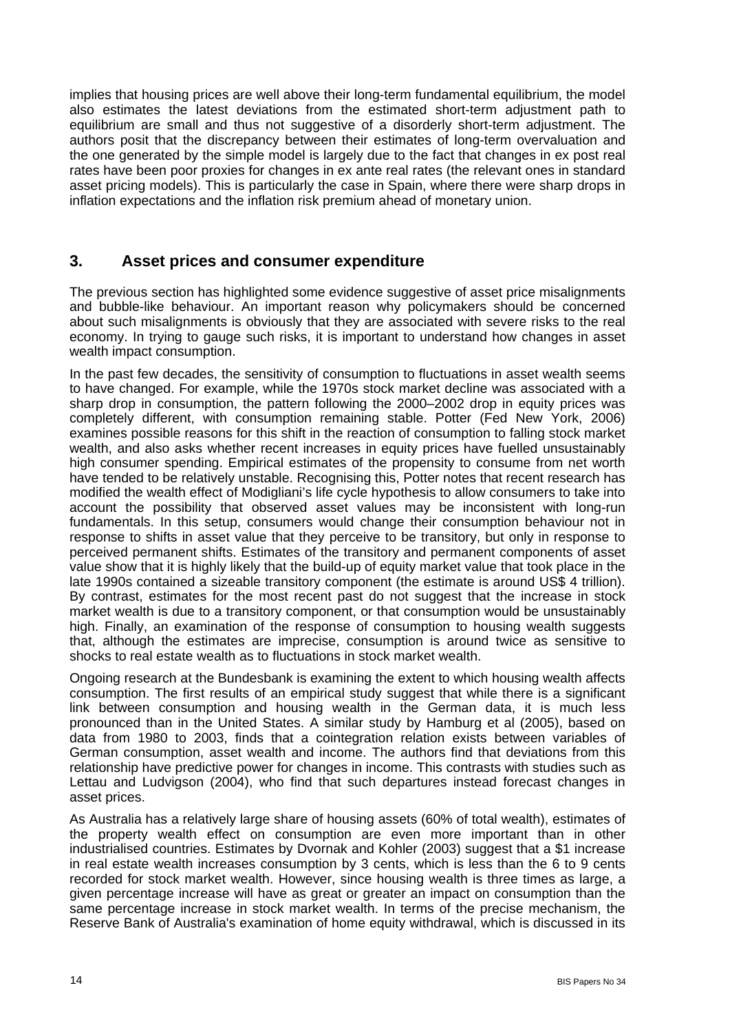implies that housing prices are well above their long-term fundamental equilibrium, the model also estimates the latest deviations from the estimated short-term adjustment path to equilibrium are small and thus not suggestive of a disorderly short-term adjustment. The authors posit that the discrepancy between their estimates of long-term overvaluation and the one generated by the simple model is largely due to the fact that changes in ex post real rates have been poor proxies for changes in ex ante real rates (the relevant ones in standard asset pricing models). This is particularly the case in Spain, where there were sharp drops in inflation expectations and the inflation risk premium ahead of monetary union.

## 3. Asset prices and consumer expenditure

The previous section has highlighted some evidence suggestive of asset price misalignments and bubble-like behaviour. An important reason why policymakers should be concerned about such misalignments is obviously that they are associated with severe risks to the real economy. In trying to gauge such risks, it is important to understand how changes in asset wealth impact consumption.

In the past few decades, the sensitivity of consumption to fluctuations in asset wealth seems to have changed. For example, while the 1970s stock market decline was associated with a sharp drop in consumption, the pattern following the 2000–2002 drop in equity prices was completely different, with consumption remaining stable. Potter (Fed New York, 2006) examines possible reasons for this shift in the reaction of consumption to falling stock market wealth, and also asks whether recent increases in equity prices have fuelled unsustainably high consumer spending. Empirical estimates of the propensity to consume from net worth have tended to be relatively unstable. Recognising this, Potter notes that recent research has modified the wealth effect of Modigliani's life cycle hypothesis to allow consumers to take into account the possibility that observed asset values may be inconsistent with long-run fundamentals. In this setup, consumers would change their consumption behaviour not in response to shifts in asset value that they perceive to be transitory, but only in response to perceived permanent shifts. Estimates of the transitory and permanent components of asset value show that it is highly likely that the build-up of equity market value that took place in the late 1990s contained a sizeable transitory component (the estimate is around US$ 4 trillion). By contrast, estimates for the most recent past do not suggest that the increase in stock market wealth is due to a transitory component, or that consumption would be unsustainably high. Finally, an examination of the response of consumption to housing wealth suggests that, although the estimates are imprecise, consumption is around twice as sensitive to shocks to real estate wealth as to fluctuations in stock market wealth.

Ongoing research at the Bundesbank is examining the extent to which housing wealth affects consumption. The first results of an empirical study suggest that while there is a significant link between consumption and housing wealth in the German data, it is much less pronounced than in the United States. A similar study by Hamburg et al (2005), based on data from 1980 to 2003, finds that a cointegration relation exists between variables of German consumption, asset wealth and income. The authors find that deviations from this relationship have predictive power for changes in income. This contrasts with studies such as Lettau and Ludvigson (2004), who find that such departures instead forecast changes in asset prices.

As Australia has a relatively large share of housing assets (60% of total wealth), estimates of the property wealth effect on consumption are even more important than in other industrialised countries. Estimates by Dvornak and Kohler (2003) suggest that a $1 increase in real estate wealth increases consumption by 3 cents, which is less than the 6 to 9 cents recorded for stock market wealth. However, since housing wealth is three times as large, a given percentage increase will have as great or greater an impact on consumption than the same percentage increase in stock market wealth. In terms of the precise mechanism, the Reserve Bank of Australia's examination of home equity withdrawal, which is discussed in its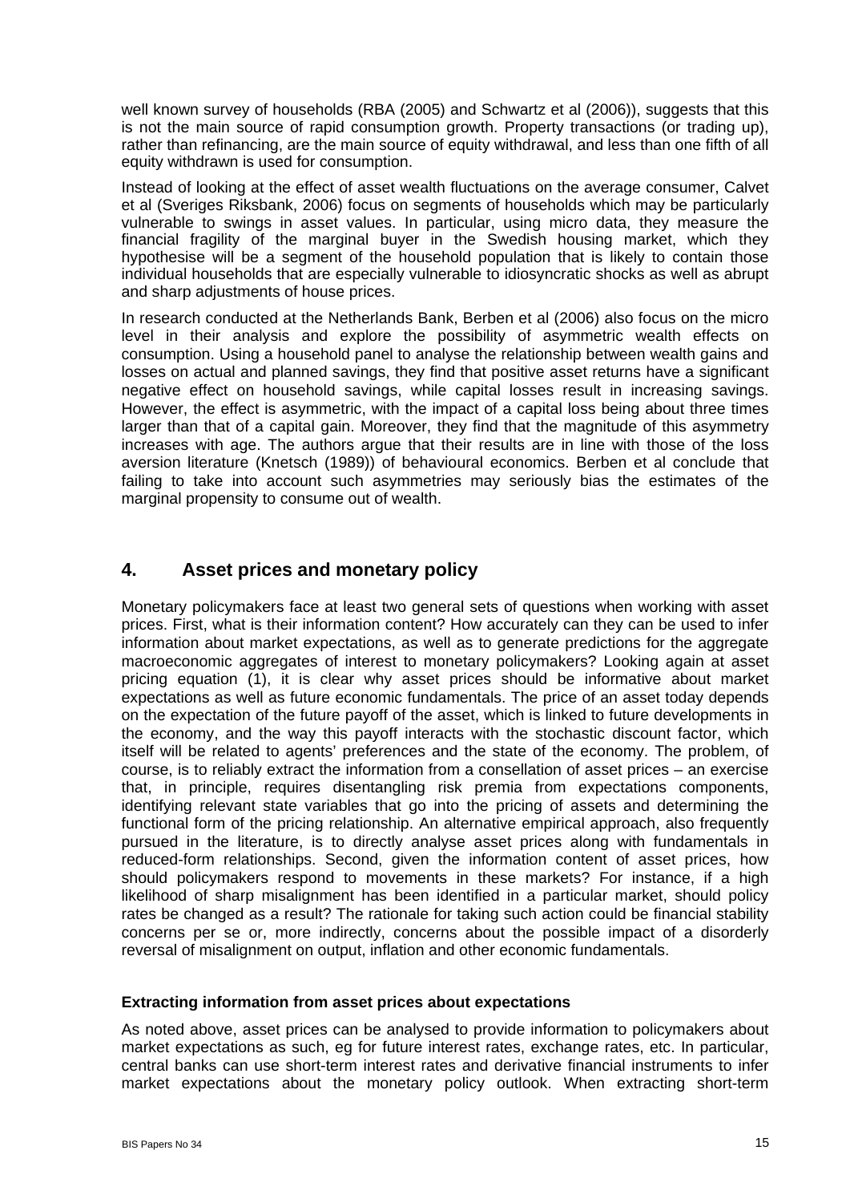well known survey of households (RBA (2005) and Schwartz et al (2006)), suggests that this is not the main source of rapid consumption growth. Property transactions (or trading up), rather than refinancing, are the main source of equity withdrawal, and less than one fifth of all equity withdrawn is used for consumption.

Instead of looking at the effect of asset wealth fluctuations on the average consumer, Calvet et al (Sveriges Riksbank, 2006) focus on segments of households which may be particularly vulnerable to swings in asset values. In particular, using micro data, they measure the financial fragility of the marginal buyer in the Swedish housing market, which they hypothesise will be a segment of the household population that is likely to contain those individual households that are especially vulnerable to idiosyncratic shocks as well as abrupt and sharp adjustments of house prices.

In research conducted at the Netherlands Bank, Berben et al (2006) also focus on the micro level in their analysis and explore the possibility of asymmetric wealth effects on consumption. Using a household panel to analyse the relationship between wealth gains and losses on actual and planned savings, they find that positive asset returns have a significant negative effect on household savings, while capital losses result in increasing savings. However, the effect is asymmetric, with the impact of a capital loss being about three times larger than that of a capital gain. Moreover, they find that the magnitude of this asymmetry increases with age. The authors argue that their results are in line with those of the loss aversion literature (Knetsch (1989)) of behavioural economics. Berben et al conclude that failing to take into account such asymmetries may seriously bias the estimates of the marginal propensity to consume out of wealth.

## 4. Asset prices and monetary policy

Monetary policymakers face at least two general sets of questions when working with asset prices. First, what is their information content? How accurately can they can be used to infer information about market expectations, as well as to generate predictions for the aggregate macroeconomic aggregates of interest to monetary policymakers? Looking again at asset pricing equation (1), it is clear why asset prices should be informative about market expectations as well as future economic fundamentals. The price of an asset today depends on the expectation of the future payoff of the asset, which is linked to future developments in the economy, and the way this payoff interacts with the stochastic discount factor, which itself will be related to agents' preferences and the state of the economy. The problem, of course, is to reliably extract the information from a consellation of asset prices – an exercise that, in principle, requires disentangling risk premia from expectations components, identifying relevant state variables that go into the pricing of assets and determining the functional form of the pricing relationship. An alternative empirical approach, also frequently pursued in the literature, is to directly analyse asset prices along with fundamentals in reduced-form relationships. Second, given the information content of asset prices, how should policymakers respond to movements in these markets? For instance, if a high likelihood of sharp misalignment has been identified in a particular market, should policy rates be changed as a result? The rationale for taking such action could be financial stability concerns per se or, more indirectly, concerns about the possible impact of a disorderly reversal of misalignment on output, inflation and other economic fundamentals.

### Extracting information from asset prices about expectations

As noted above, asset prices can be analysed to provide information to policymakers about market expectations as such, eg for future interest rates, exchange rates, etc. In particular, central banks can use short-term interest rates and derivative financial instruments to infer market expectations about the monetary policy outlook. When extracting short-term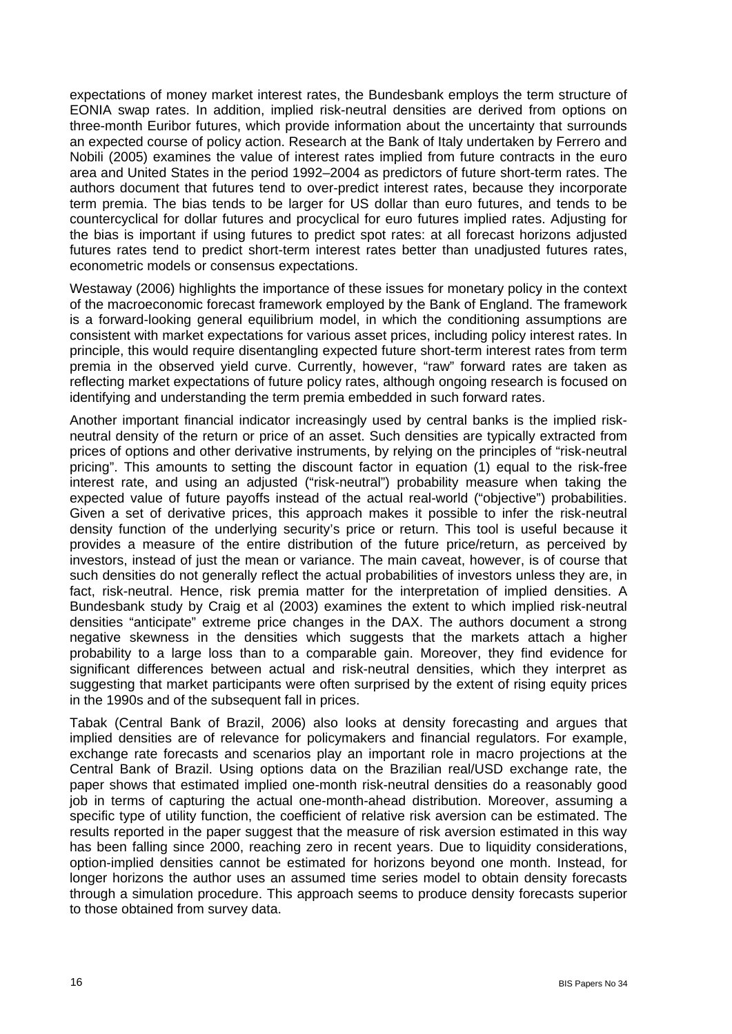expectations of money market interest rates, the Bundesbank employs the term structure of EONIA swap rates. In addition, implied risk-neutral densities are derived from options on three-month Euribor futures, which provide information about the uncertainty that surrounds an expected course of policy action. Research at the Bank of Italy undertaken by Ferrero and Nobili (2005) examines the value of interest rates implied from future contracts in the euro area and United States in the period 1992–2004 as predictors of future short-term rates. The authors document that futures tend to over-predict interest rates, because they incorporate term premia. The bias tends to be larger for US dollar than euro futures, and tends to be countercyclical for dollar futures and procyclical for euro futures implied rates. Adjusting for the bias is important if using futures to predict spot rates: at all forecast horizons adjusted futures rates tend to predict short-term interest rates better than unadjusted futures rates, econometric models or consensus expectations.

Westaway (2006) highlights the importance of these issues for monetary policy in the context of the macroeconomic forecast framework employed by the Bank of England. The framework is a forward-looking general equilibrium model, in which the conditioning assumptions are consistent with market expectations for various asset prices, including policy interest rates. In principle, this would require disentangling expected future short-term interest rates from term premia in the observed yield curve. Currently, however, "raw" forward rates are taken as reflecting market expectations of future policy rates, although ongoing research is focused on identifying and understanding the term premia embedded in such forward rates.

Another important financial indicator increasingly used by central banks is the implied risk-neutral density of the return or price of an asset. Such densities are typically extracted from prices of options and other derivative instruments, by relying on the principles of "risk-neutral pricing". This amounts to setting the discount factor in equation (1) equal to the risk-free interest rate, and using an adjusted ("risk-neutral") probability measure when taking the expected value of future payoffs instead of the actual real-world ("objective") probabilities. Given a set of derivative prices, this approach makes it possible to infer the risk-neutral density function of the underlying security's price or return. This tool is useful because it provides a measure of the entire distribution of the future price/return, as perceived by investors, instead of just the mean or variance. The main caveat, however, is of course that such densities do not generally reflect the actual probabilities of investors unless they are, in fact, risk-neutral. Hence, risk premia matter for the interpretation of implied densities. A Bundesbank study by Craig et al (2003) examines the extent to which implied risk-neutral densities "anticipate" extreme price changes in the DAX. The authors document a strong negative skewness in the densities which suggests that the markets attach a higher probability to a large loss than to a comparable gain. Moreover, they find evidence for significant differences between actual and risk-neutral densities, which they interpret as suggesting that market participants were often surprised by the extent of rising equity prices in the 1990s and of the subsequent fall in prices.

Tabak (Central Bank of Brazil, 2006) also looks at density forecasting and argues that implied densities are of relevance for policymakers and financial regulators. For example, exchange rate forecasts and scenarios play an important role in macro projections at the Central Bank of Brazil. Using options data on the Brazilian real/USD exchange rate, the paper shows that estimated implied one-month risk-neutral densities do a reasonably good job in terms of capturing the actual one-month-ahead distribution. Moreover, assuming a specific type of utility function, the coefficient of relative risk aversion can be estimated. The results reported in the paper suggest that the measure of risk aversion estimated in this way has been falling since 2000, reaching zero in recent years. Due to liquidity considerations, option-implied densities cannot be estimated for horizons beyond one month. Instead, for longer horizons the author uses an assumed time series model to obtain density forecasts through a simulation procedure. This approach seems to produce density forecasts superior to those obtained from survey data.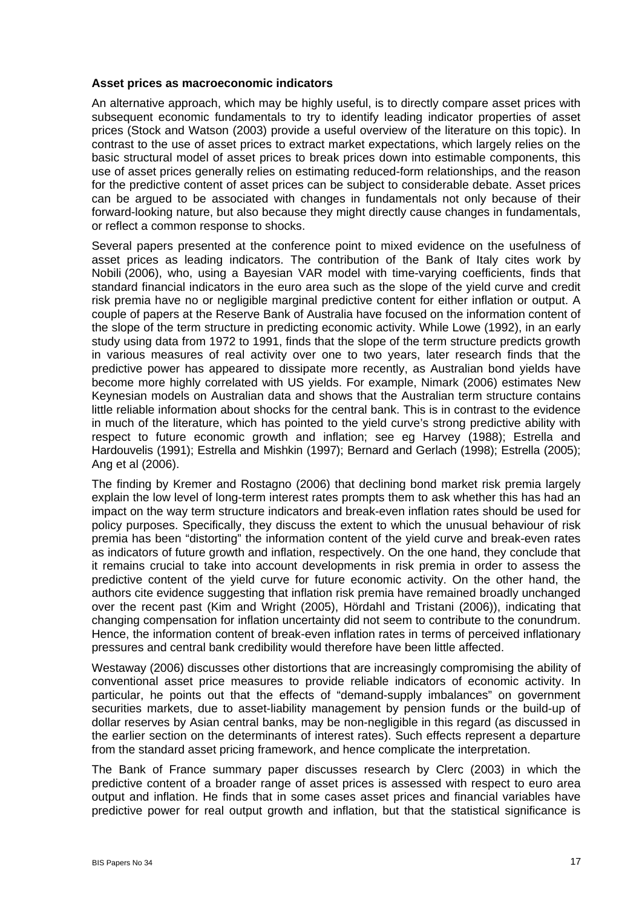**Asset prices as macroeconomic indicators**

An alternative approach, which may be highly useful, is to directly compare asset prices with subsequent economic fundamentals to try to identify leading indicator properties of asset prices (Stock and Watson (2003) provide a useful overview of the literature on this topic). In contrast to the use of asset prices to extract market expectations, which largely relies on the basic structural model of asset prices to break prices down into estimable components, this use of asset prices generally relies on estimating reduced-form relationships, and the reason for the predictive content of asset prices can be subject to considerable debate. Asset prices can be argued to be associated with changes in fundamentals not only because of their forward-looking nature, but also because they might directly cause changes in fundamentals, or reflect a common response to shocks.

Several papers presented at the conference point to mixed evidence on the usefulness of asset prices as leading indicators. The contribution of the Bank of Italy cites work by Nobili (2006), who, using a Bayesian VAR model with time-varying coefficients, finds that standard financial indicators in the euro area such as the slope of the yield curve and credit risk premia have no or negligible marginal predictive content for either inflation or output. A couple of papers at the Reserve Bank of Australia have focused on the information content of the slope of the term structure in predicting economic activity. While Lowe (1992), in an early study using data from 1972 to 1991, finds that the slope of the term structure predicts growth in various measures of real activity over one to two years, later research finds that the predictive power has appeared to dissipate more recently, as Australian bond yields have become more highly correlated with US yields. For example, Nimark (2006) estimates New Keynesian models on Australian data and shows that the Australian term structure contains little reliable information about shocks for the central bank. This is in contrast to the evidence in much of the literature, which has pointed to the yield curve's strong predictive ability with respect to future economic growth and inflation; see eg Harvey (1988); Estrella and Hardouvelis (1991); Estrella and Mishkin (1997); Bernard and Gerlach (1998); Estrella (2005); Ang et al (2006).

The finding by Kremer and Rostagno (2006) that declining bond market risk premia largely explain the low level of long-term interest rates prompts them to ask whether this has had an impact on the way term structure indicators and break-even inflation rates should be used for policy purposes. Specifically, they discuss the extent to which the unusual behaviour of risk premia has been "distorting" the information content of the yield curve and break-even rates as indicators of future growth and inflation, respectively. On the one hand, they conclude that it remains crucial to take into account developments in risk premia in order to assess the predictive content of the yield curve for future economic activity. On the other hand, the authors cite evidence suggesting that inflation risk premia have remained broadly unchanged over the recent past (Kim and Wright (2005), Hördahl and Tristani (2006)), indicating that changing compensation for inflation uncertainty did not seem to contribute to the conundrum. Hence, the information content of break-even inflation rates in terms of perceived inflationary pressures and central bank credibility would therefore have been little affected.

Westaway (2006) discusses other distortions that are increasingly compromising the ability of conventional asset price measures to provide reliable indicators of economic activity. In particular, he points out that the effects of "demand-supply imbalances" on government securities markets, due to asset-liability management by pension funds or the build-up of dollar reserves by Asian central banks, may be non-negligible in this regard (as discussed in the earlier section on the determinants of interest rates). Such effects represent a departure from the standard asset pricing framework, and hence complicate the interpretation.

The Bank of France summary paper discusses research by Clerc (2003) in which the predictive content of a broader range of asset prices is assessed with respect to euro area output and inflation. He finds that in some cases asset prices and financial variables have predictive power for real output growth and inflation, but that the statistical significance is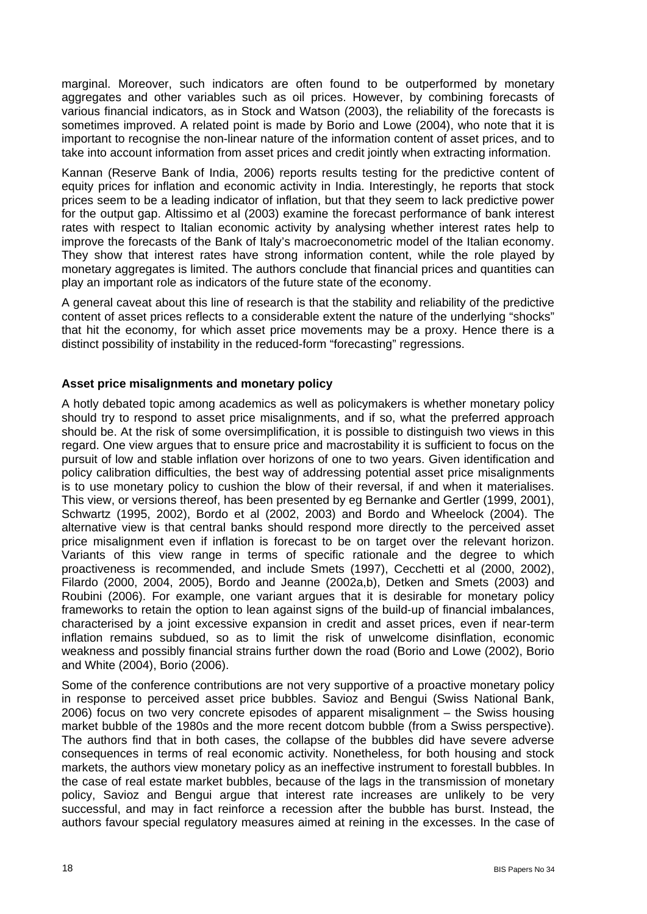marginal. Moreover, such indicators are often found to be outperformed by monetary aggregates and other variables such as oil prices. However, by combining forecasts of various financial indicators, as in Stock and Watson (2003), the reliability of the forecasts is sometimes improved. A related point is made by Borio and Lowe (2004), who note that it is important to recognise the non-linear nature of the information content of asset prices, and to take into account information from asset prices and credit jointly when extracting information.

Kannan (Reserve Bank of India, 2006) reports results testing for the predictive content of equity prices for inflation and economic activity in India. Interestingly, he reports that stock prices seem to be a leading indicator of inflation, but that they seem to lack predictive power for the output gap. Altissimo et al (2003) examine the forecast performance of bank interest rates with respect to Italian economic activity by analysing whether interest rates help to improve the forecasts of the Bank of Italy's macroeconometric model of the Italian economy. They show that interest rates have strong information content, while the role played by monetary aggregates is limited. The authors conclude that financial prices and quantities can play an important role as indicators of the future state of the economy.

A general caveat about this line of research is that the stability and reliability of the predictive content of asset prices reflects to a considerable extent the nature of the underlying "shocks" that hit the economy, for which asset price movements may be a proxy. Hence there is a distinct possibility of instability in the reduced-form "forecasting" regressions.

**Asset price misalignments and monetary policy**

A hotly debated topic among academics as well as policymakers is whether monetary policy should try to respond to asset price misalignments, and if so, what the preferred approach should be. At the risk of some oversimplification, it is possible to distinguish two views in this regard. One view argues that to ensure price and macrostability it is sufficient to focus on the pursuit of low and stable inflation over horizons of one to two years. Given identification and policy calibration difficulties, the best way of addressing potential asset price misalignments is to use monetary policy to cushion the blow of their reversal, if and when it materialises. This view, or versions thereof, has been presented by eg Bernanke and Gertler (1999, 2001), Schwartz (1995, 2002), Bordo et al (2002, 2003) and Bordo and Wheelock (2004). The alternative view is that central banks should respond more directly to the perceived asset price misalignment even if inflation is forecast to be on target over the relevant horizon. Variants of this view range in terms of specific rationale and the degree to which proactiveness is recommended, and include Smets (1997), Cecchetti et al (2000, 2002), Filardo (2000, 2004, 2005), Bordo and Jeanne (2002a,b), Detken and Smets (2003) and Roubini (2006). For example, one variant argues that it is desirable for monetary policy frameworks to retain the option to lean against signs of the build-up of financial imbalances, characterised by a joint excessive expansion in credit and asset prices, even if near-term inflation remains subdued, so as to limit the risk of unwelcome disinflation, economic weakness and possibly financial strains further down the road (Borio and Lowe (2002), Borio and White (2004), Borio (2006).

Some of the conference contributions are not very supportive of a proactive monetary policy in response to perceived asset price bubbles. Savioz and Bengui (Swiss National Bank, 2006) focus on two very concrete episodes of apparent misalignment – the Swiss housing market bubble of the 1980s and the more recent dotcom bubble (from a Swiss perspective). The authors find that in both cases, the collapse of the bubbles did have severe adverse consequences in terms of real economic activity. Nonetheless, for both housing and stock markets, the authors view monetary policy as an ineffective instrument to forestall bubbles. In the case of real estate market bubbles, because of the lags in the transmission of monetary policy, Savioz and Bengui argue that interest rate increases are unlikely to be very successful, and may in fact reinforce a recession after the bubble has burst. Instead, the authors favour special regulatory measures aimed at reining in the excesses. In the case of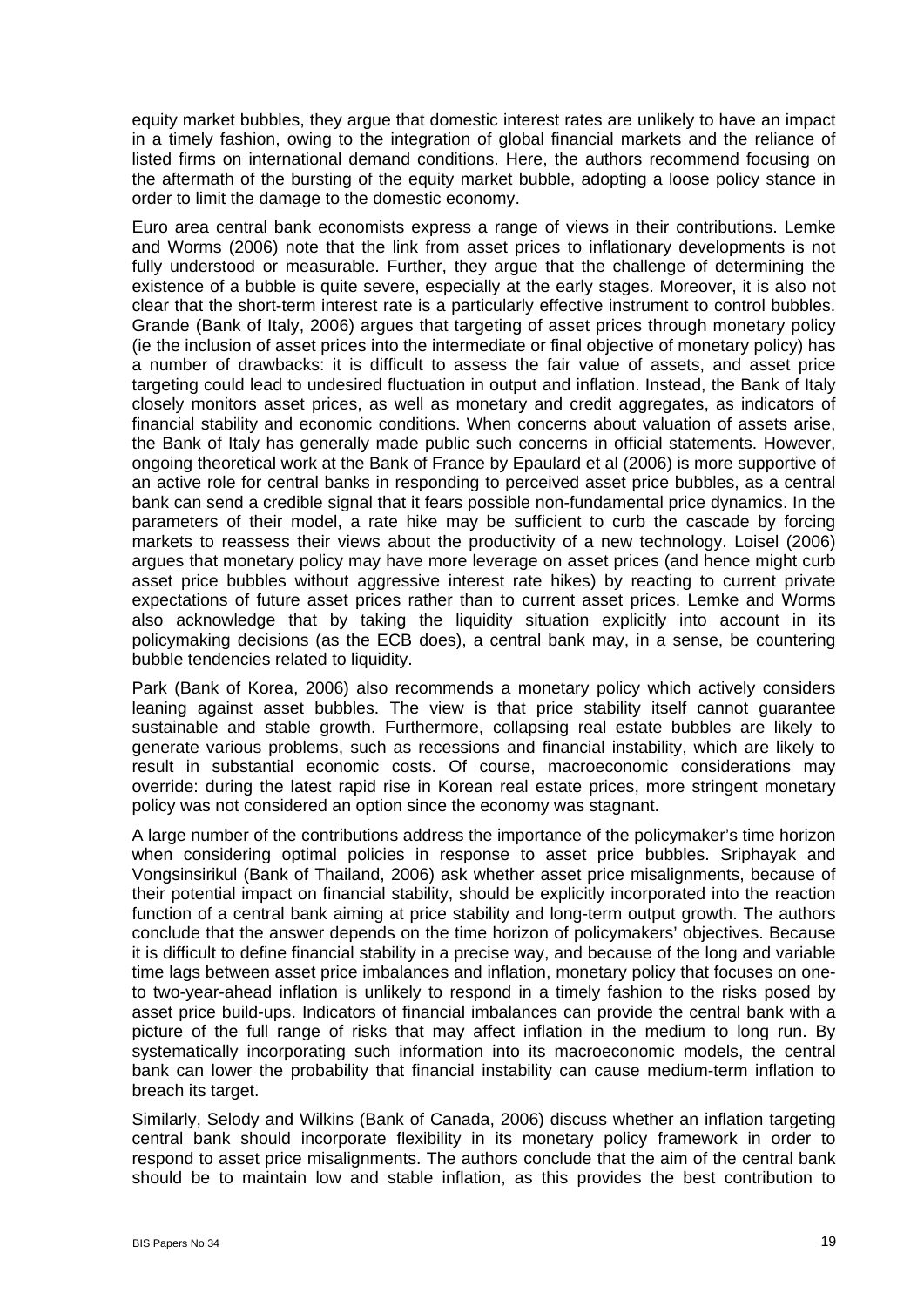equity market bubbles, they argue that domestic interest rates are unlikely to have an impact in a timely fashion, owing to the integration of global financial markets and the reliance of listed firms on international demand conditions. Here, the authors recommend focusing on the aftermath of the bursting of the equity market bubble, adopting a loose policy stance in order to limit the damage to the domestic economy.

Euro area central bank economists express a range of views in their contributions. Lemke and Worms (2006) note that the link from asset prices to inflationary developments is not fully understood or measurable. Further, they argue that the challenge of determining the existence of a bubble is quite severe, especially at the early stages. Moreover, it is also not clear that the short-term interest rate is a particularly effective instrument to control bubbles. Grande (Bank of Italy, 2006) argues that targeting of asset prices through monetary policy (ie the inclusion of asset prices into the intermediate or final objective of monetary policy) has a number of drawbacks: it is difficult to assess the fair value of assets, and asset price targeting could lead to undesired fluctuation in output and inflation. Instead, the Bank of Italy closely monitors asset prices, as well as monetary and credit aggregates, as indicators of financial stability and economic conditions. When concerns about valuation of assets arise, the Bank of Italy has generally made public such concerns in official statements. However, ongoing theoretical work at the Bank of France by Epaulard et al (2006) is more supportive of an active role for central banks in responding to perceived asset price bubbles, as a central bank can send a credible signal that it fears possible non-fundamental price dynamics. In the parameters of their model, a rate hike may be sufficient to curb the cascade by forcing markets to reassess their views about the productivity of a new technology. Loisel (2006) argues that monetary policy may have more leverage on asset prices (and hence might curb asset price bubbles without aggressive interest rate hikes) by reacting to current private expectations of future asset prices rather than to current asset prices. Lemke and Worms also acknowledge that by taking the liquidity situation explicitly into account in its policymaking decisions (as the ECB does), a central bank may, in a sense, be countering bubble tendencies related to liquidity.

Park (Bank of Korea, 2006) also recommends a monetary policy which actively considers leaning against asset bubbles. The view is that price stability itself cannot guarantee sustainable and stable growth. Furthermore, collapsing real estate bubbles are likely to generate various problems, such as recessions and financial instability, which are likely to result in substantial economic costs. Of course, macroeconomic considerations may override: during the latest rapid rise in Korean real estate prices, more stringent monetary policy was not considered an option since the economy was stagnant.

A large number of the contributions address the importance of the policymaker's time horizon when considering optimal policies in response to asset price bubbles. Sriphayak and Vongsinsirikul (Bank of Thailand, 2006) ask whether asset price misalignments, because of their potential impact on financial stability, should be explicitly incorporated into the reaction function of a central bank aiming at price stability and long-term output growth. The authors conclude that the answer depends on the time horizon of policymakers' objectives. Because it is difficult to define financial stability in a precise way, and because of the long and variable time lags between asset price imbalances and inflation, monetary policy that focuses on one- to two-year-ahead inflation is unlikely to respond in a timely fashion to the risks posed by asset price build-ups. Indicators of financial imbalances can provide the central bank with a picture of the full range of risks that may affect inflation in the medium to long run. By systematically incorporating such information into its macroeconomic models, the central bank can lower the probability that financial instability can cause medium-term inflation to breach its target.

Similarly, Selody and Wilkins (Bank of Canada, 2006) discuss whether an inflation targeting central bank should incorporate flexibility in its monetary policy framework in order to respond to asset price misalignments. The authors conclude that the aim of the central bank should be to maintain low and stable inflation, as this provides the best contribution to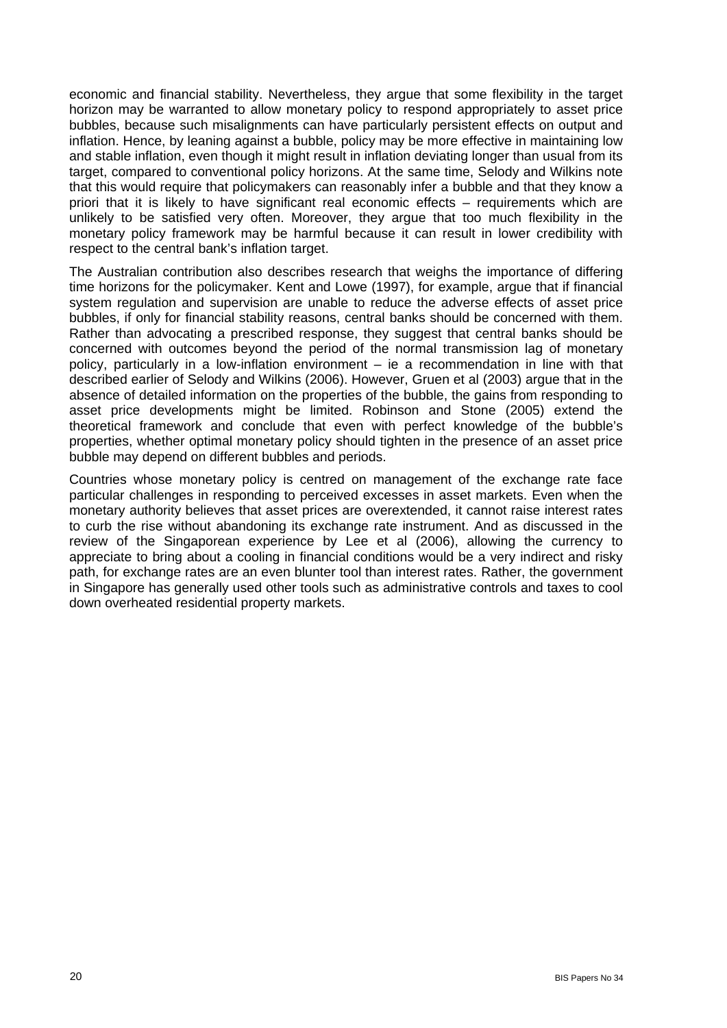economic and financial stability. Nevertheless, they argue that some flexibility in the target horizon may be warranted to allow monetary policy to respond appropriately to asset price bubbles, because such misalignments can have particularly persistent effects on output and inflation. Hence, by leaning against a bubble, policy may be more effective in maintaining low and stable inflation, even though it might result in inflation deviating longer than usual from its target, compared to conventional policy horizons. At the same time, Selody and Wilkins note that this would require that policymakers can reasonably infer a bubble and that they know a priori that it is likely to have significant real economic effects – requirements which are unlikely to be satisfied very often. Moreover, they argue that too much flexibility in the monetary policy framework may be harmful because it can result in lower credibility with respect to the central bank's inflation target.

The Australian contribution also describes research that weighs the importance of differing time horizons for the policymaker. Kent and Lowe (1997), for example, argue that if financial system regulation and supervision are unable to reduce the adverse effects of asset price bubbles, if only for financial stability reasons, central banks should be concerned with them. Rather than advocating a prescribed response, they suggest that central banks should be concerned with outcomes beyond the period of the normal transmission lag of monetary policy, particularly in a low-inflation environment – ie a recommendation in line with that described earlier of Selody and Wilkins (2006). However, Gruen et al (2003) argue that in the absence of detailed information on the properties of the bubble, the gains from responding to asset price developments might be limited. Robinson and Stone (2005) extend the theoretical framework and conclude that even with perfect knowledge of the bubble's properties, whether optimal monetary policy should tighten in the presence of an asset price bubble may depend on different bubbles and periods.

Countries whose monetary policy is centred on management of the exchange rate face particular challenges in responding to perceived excesses in asset markets. Even when the monetary authority believes that asset prices are overextended, it cannot raise interest rates to curb the rise without abandoning its exchange rate instrument. And as discussed in the review of the Singaporean experience by Lee et al (2006), allowing the currency to appreciate to bring about a cooling in financial conditions would be a very indirect and risky path, for exchange rates are an even blunter tool than interest rates. Rather, the government in Singapore has generally used other tools such as administrative controls and taxes to cool down overheated residential property markets.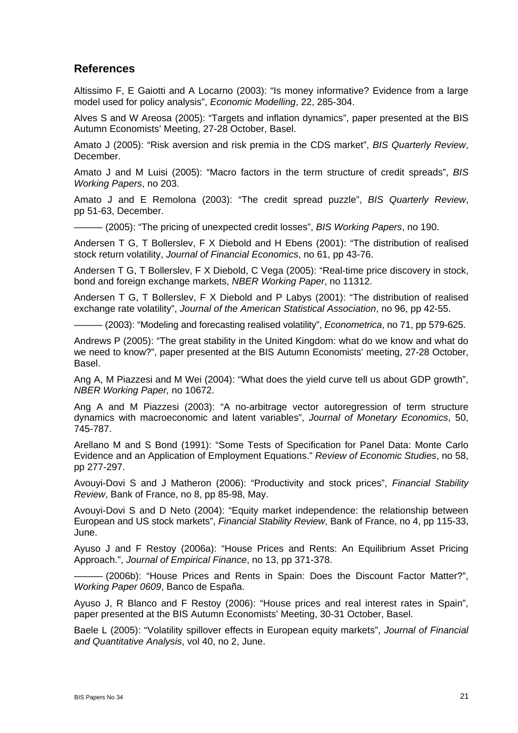## References

Altissimo F, E Gaiotti and A Locarno (2003): "Is money informative? Evidence from a large model used for policy analysis", *Economic Modelling*, 22, 285-304.

Alves S and W Areosa (2005): "Targets and inflation dynamics", paper presented at the BIS Autumn Economists' Meeting, 27-28 October, Basel.

Amato J (2005): "Risk aversion and risk premia in the CDS market", *BIS Quarterly Review*, December.

Amato J and M Luisi (2005): "Macro factors in the term structure of credit spreads", *BIS Working Papers*, no 203.

Amato J and E Remolona (2003): "The credit spread puzzle", *BIS Quarterly Review*, pp 51-63, December.

——— (2005): "The pricing of unexpected credit losses", *BIS Working Papers*, no 190.

Andersen T G, T Bollerslev, F X Diebold and H Ebens (2001): "The distribution of realised stock return volatility, *Journal of Financial Economics*, no 61, pp 43-76.

Andersen T G, T Bollerslev, F X Diebold, C Vega (2005): "Real-time price discovery in stock, bond and foreign exchange markets, *NBER Working Paper*, no 11312.

Andersen T G, T Bollerslev, F X Diebold and P Labys (2001): "The distribution of realised exchange rate volatility", *Journal of the American Statistical Association*, no 96, pp 42-55.

——— (2003): "Modeling and forecasting realised volatility", *Econometrica*, no 71, pp 579-625.

Andrews P (2005): "The great stability in the United Kingdom: what do we know and what do we need to know?", paper presented at the BIS Autumn Economists' meeting, 27-28 October, Basel.

Ang A, M Piazzesi and M Wei (2004): "What does the yield curve tell us about GDP growth", *NBER Working Paper,* no 10672.

Ang A and M Piazzesi (2003): "A no-arbitrage vector autoregression of term structure dynamics with macroeconomic and latent variables", *Journal of Monetary Economics*, 50, 745-787.

Arellano M and S Bond (1991): "Some Tests of Specification for Panel Data: Monte Carlo Evidence and an Application of Employment Equations." *Review of Economic Studies*, no 58, pp 277-297.

Avouyi-Dovi S and J Matheron (2006): "Productivity and stock prices", *Financial Stability Review*, Bank of France, no 8, pp 85-98, May.

Avouyi-Dovi S and D Neto (2004): "Equity market independence: the relationship between European and US stock markets", *Financial Stability Review*, Bank of France, no 4, pp 115-33, June.

Ayuso J and F Restoy (2006a): "House Prices and Rents: An Equilibrium Asset Pricing Approach.", *Journal of Empirical Finance*, no 13, pp 371-378.

——— (2006b): "House Prices and Rents in Spain: Does the Discount Factor Matter?", *Working Paper 0609*, Banco de España.

Ayuso J, R Blanco and F Restoy (2006): "House prices and real interest rates in Spain", paper presented at the BIS Autumn Economists' Meeting, 30-31 October, Basel.

Baele L (2005): "Volatility spillover effects in European equity markets", *Journal of Financial and Quantitative Analysis*, vol 40, no 2, June.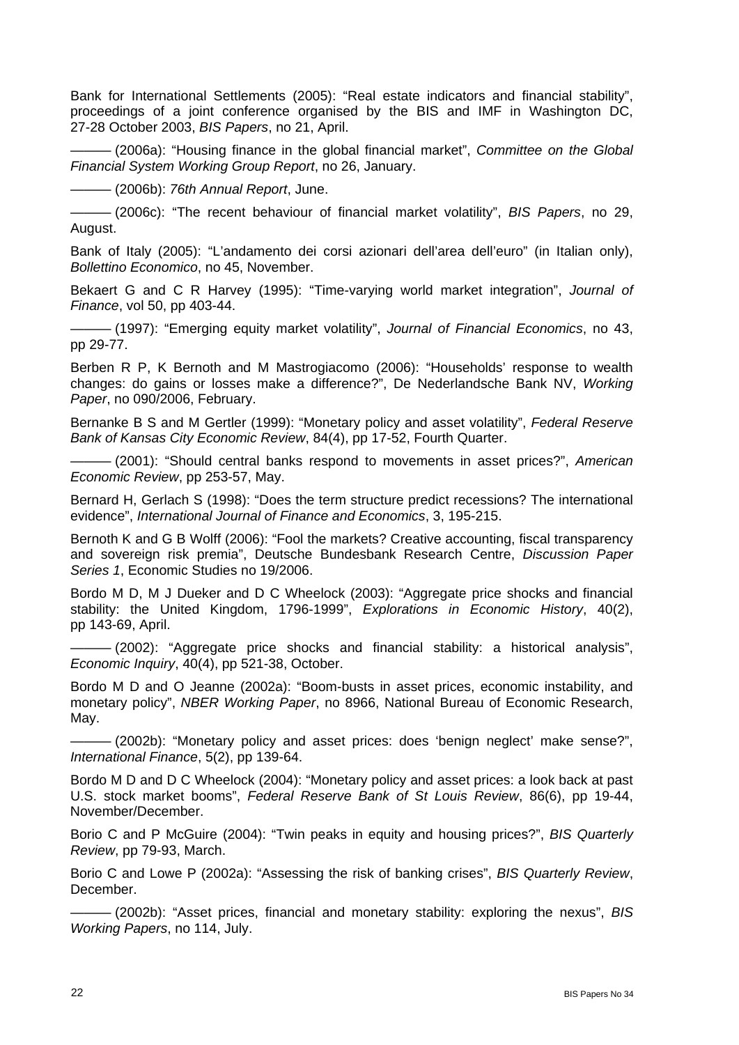Bank for International Settlements (2005): "Real estate indicators and financial stability", proceedings of a joint conference organised by the BIS and IMF in Washington DC, 27-28 October 2003, *BIS Papers*, no 21, April.

——— (2006a): "Housing finance in the global financial market", *Committee on the Global Financial System Working Group Report*, no 26, January.

——— (2006b): *76th Annual Report*, June.

——— (2006c): "The recent behaviour of financial market volatility", *BIS Papers*, no 29, August.

Bank of Italy (2005): "L'andamento dei corsi azionari dell'area dell'euro" (in Italian only), *Bollettino Economico*, no 45, November.

Bekaert G and C R Harvey (1995): "Time-varying world market integration", *Journal of Finance*, vol 50, pp 403-44.

——— (1997): "Emerging equity market volatility", *Journal of Financial Economics*, no 43, pp 29-77.

Berben R P, K Bernoth and M Mastrogiacomo (2006): "Households' response to wealth changes: do gains or losses make a difference?", De Nederlandsche Bank NV, *Working Paper*, no 090/2006, February.

Bernanke B S and M Gertler (1999): "Monetary policy and asset volatility", *Federal Reserve Bank of Kansas City Economic Review*, 84(4), pp 17-52, Fourth Quarter.

——— (2001): "Should central banks respond to movements in asset prices?", *American Economic Review*, pp 253-57, May.

Bernard H, Gerlach S (1998): "Does the term structure predict recessions? The international evidence", *International Journal of Finance and Economics*, 3, 195-215.

Bernoth K and G B Wolff (2006): "Fool the markets? Creative accounting, fiscal transparency and sovereign risk premia", Deutsche Bundesbank Research Centre, *Discussion Paper Series 1*, Economic Studies no 19/2006.

Bordo M D, M J Dueker and D C Wheelock (2003): "Aggregate price shocks and financial stability: the United Kingdom, 1796-1999", *Explorations in Economic History*, 40(2), pp 143-69, April.

——— (2002): "Aggregate price shocks and financial stability: a historical analysis", *Economic Inquiry*, 40(4), pp 521-38, October.

Bordo M D and O Jeanne (2002a): "Boom-busts in asset prices, economic instability, and monetary policy", *NBER Working Paper*, no 8966, National Bureau of Economic Research, May.

——— (2002b): "Monetary policy and asset prices: does 'benign neglect' make sense?", *International Finance*, 5(2), pp 139-64.

Bordo M D and D C Wheelock (2004): "Monetary policy and asset prices: a look back at past U.S. stock market booms", *Federal Reserve Bank of St Louis Review*, 86(6), pp 19-44, November/December.

Borio C and P McGuire (2004): "Twin peaks in equity and housing prices?", *BIS Quarterly Review*, pp 79-93, March.

Borio C and Lowe P (2002a): "Assessing the risk of banking crises", *BIS Quarterly Review*, December.

——— (2002b): "Asset prices, financial and monetary stability: exploring the nexus", *BIS Working Papers*, no 114, July.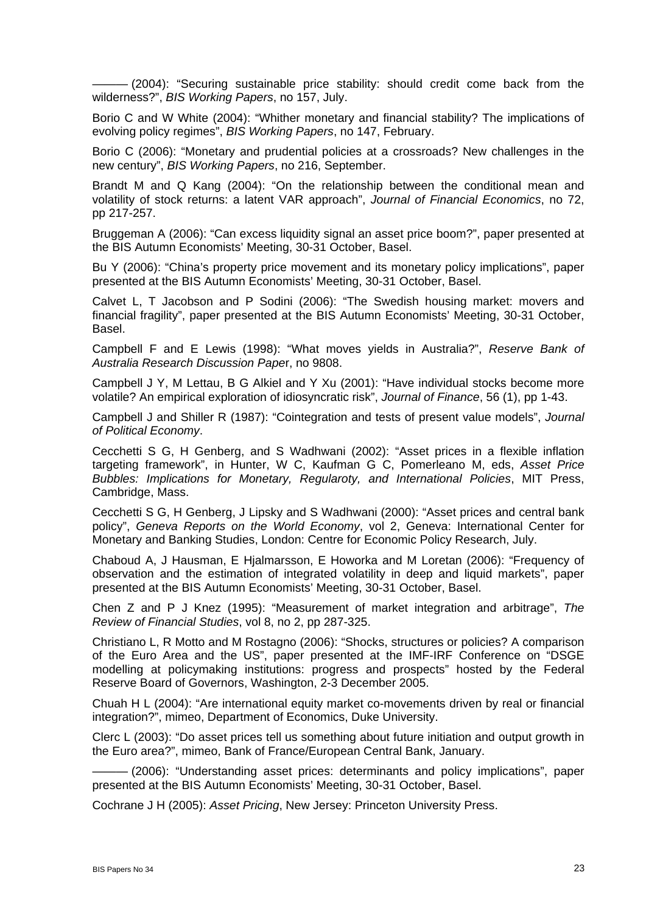——— (2004): "Securing sustainable price stability: should credit come back from the wilderness?", *BIS Working Papers*, no 157, July.

Borio C and W White (2004): "Whither monetary and financial stability? The implications of evolving policy regimes", *BIS Working Papers*, no 147, February.

Borio C (2006): "Monetary and prudential policies at a crossroads? New challenges in the new century", *BIS Working Papers*, no 216, September.

Brandt M and Q Kang (2004): "On the relationship between the conditional mean and volatility of stock returns: a latent VAR approach", *Journal of Financial Economics*, no 72, pp 217-257.

Bruggeman A (2006): "Can excess liquidity signal an asset price boom?", paper presented at the BIS Autumn Economists' Meeting, 30-31 October, Basel.

Bu Y (2006): "China's property price movement and its monetary policy implications", paper presented at the BIS Autumn Economists' Meeting, 30-31 October, Basel.

Calvet L, T Jacobson and P Sodini (2006): "The Swedish housing market: movers and financial fragility", paper presented at the BIS Autumn Economists' Meeting, 30-31 October, Basel.

Campbell F and E Lewis (1998): "What moves yields in Australia?", *Reserve Bank of Australia Research Discussion Paper*, no 9808.

Campbell J Y, M Lettau, B G Alkiel and Y Xu (2001): "Have individual stocks become more volatile? An empirical exploration of idiosyncratic risk", *Journal of Finance*, 56 (1), pp 1-43.

Campbell J and Shiller R (1987): "Cointegration and tests of present value models", *Journal of Political Economy*.

Cecchetti S G, H Genberg, and S Wadhwani (2002): "Asset prices in a flexible inflation targeting framework", in Hunter, W C, Kaufman G C, Pomerleano M, eds, *Asset Price Bubbles: Implications for Monetary, Regularoty, and International Policies*, MIT Press, Cambridge, Mass.

Cecchetti S G, H Genberg, J Lipsky and S Wadhwani (2000): "Asset prices and central bank policy", *Geneva Reports on the World Economy*, vol 2, Geneva: International Center for Monetary and Banking Studies, London: Centre for Economic Policy Research, July.

Chaboud A, J Hausman, E Hjalmarsson, E Howorka and M Loretan (2006): "Frequency of observation and the estimation of integrated volatility in deep and liquid markets", paper presented at the BIS Autumn Economists' Meeting, 30-31 October, Basel.

Chen Z and P J Knez (1995): "Measurement of market integration and arbitrage", *The Review of Financial Studies*, vol 8, no 2, pp 287-325.

Christiano L, R Motto and M Rostagno (2006): "Shocks, structures or policies? A comparison of the Euro Area and the US", paper presented at the IMF-IRF Conference on "DSGE modelling at policymaking institutions: progress and prospects" hosted by the Federal Reserve Board of Governors, Washington, 2-3 December 2005.

Chuah H L (2004): "Are international equity market co-movements driven by real or financial integration?", mimeo, Department of Economics, Duke University.

Clerc L (2003): "Do asset prices tell us something about future initiation and output growth in the Euro area?", mimeo, Bank of France/European Central Bank, January.

——— (2006): "Understanding asset prices: determinants and policy implications", paper presented at the BIS Autumn Economists' Meeting, 30-31 October, Basel.

Cochrane J H (2005): *Asset Pricing*, New Jersey: Princeton University Press.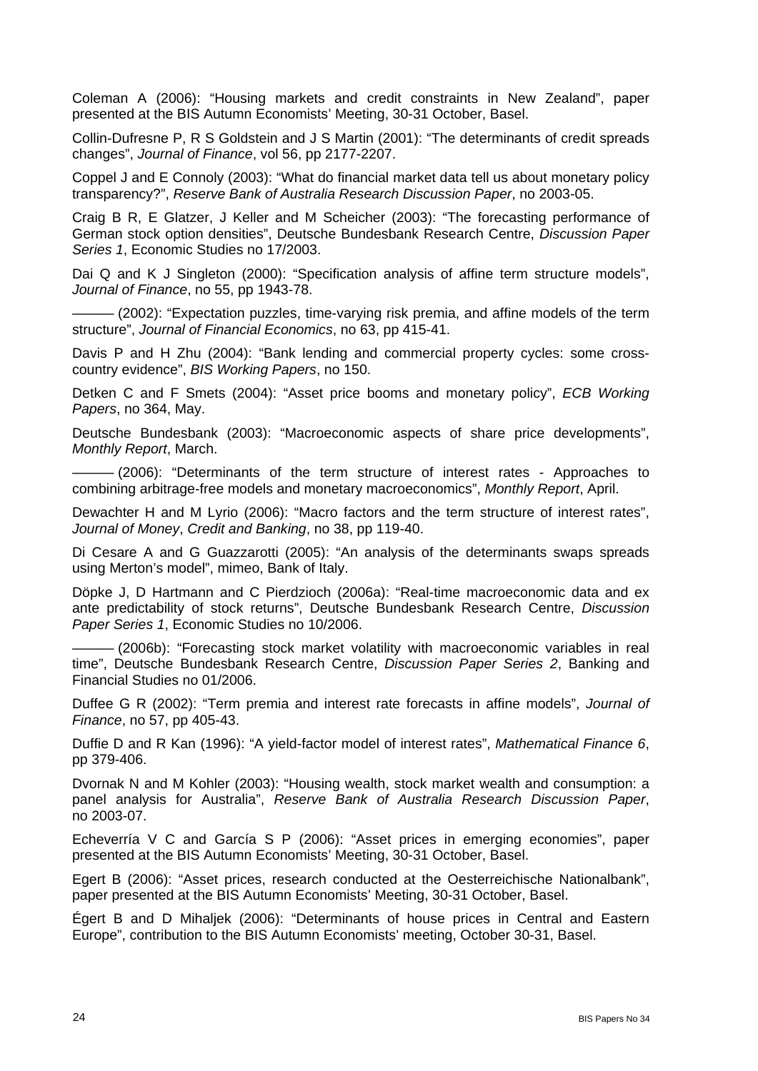Coleman A (2006): "Housing markets and credit constraints in New Zealand", paper presented at the BIS Autumn Economists' Meeting, 30-31 October, Basel.

Collin-Dufresne P, R S Goldstein and J S Martin (2001): "The determinants of credit spreads changes", *Journal of Finance*, vol 56, pp 2177-2207.

Coppel J and E Connoly (2003): "What do financial market data tell us about monetary policy transparency?", *Reserve Bank of Australia Research Discussion Paper*, no 2003-05.

Craig B R, E Glatzer, J Keller and M Scheicher (2003): "The forecasting performance of German stock option densities", Deutsche Bundesbank Research Centre, *Discussion Paper Series 1*, Economic Studies no 17/2003.

Dai Q and K J Singleton (2000): "Specification analysis of affine term structure models", *Journal of Finance*, no 55, pp 1943-78.

——— (2002): "Expectation puzzles, time-varying risk premia, and affine models of the term structure", *Journal of Financial Economics*, no 63, pp 415-41.

Davis P and H Zhu (2004): "Bank lending and commercial property cycles: some cross-country evidence", *BIS Working Papers*, no 150.

Detken C and F Smets (2004): "Asset price booms and monetary policy", *ECB Working Papers*, no 364, May.

Deutsche Bundesbank (2003): "Macroeconomic aspects of share price developments", *Monthly Report*, March.

——— (2006): "Determinants of the term structure of interest rates - Approaches to combining arbitrage-free models and monetary macroeconomics", *Monthly Report*, April.

Dewachter H and M Lyrio (2006): "Macro factors and the term structure of interest rates", *Journal of Money*, *Credit and Banking*, no 38, pp 119-40.

Di Cesare A and G Guazzarotti (2005): "An analysis of the determinants swaps spreads using Merton's model", mimeo, Bank of Italy.

Döpke J, D Hartmann and C Pierdzioch (2006a): "Real-time macroeconomic data and ex ante predictability of stock returns", Deutsche Bundesbank Research Centre, *Discussion Paper Series 1*, Economic Studies no 10/2006.

——— (2006b): "Forecasting stock market volatility with macroeconomic variables in real time", Deutsche Bundesbank Research Centre, *Discussion Paper Series 2*, Banking and Financial Studies no 01/2006.

Duffee G R (2002): "Term premia and interest rate forecasts in affine models", *Journal of Finance*, no 57, pp 405-43.

Duffie D and R Kan (1996): "A yield-factor model of interest rates", *Mathematical Finance 6*, pp 379-406.

Dvornak N and M Kohler (2003): "Housing wealth, stock market wealth and consumption: a panel analysis for Australia", *Reserve Bank of Australia Research Discussion Paper*, no 2003-07.

Echeverría V C and García S P (2006): "Asset prices in emerging economies", paper presented at the BIS Autumn Economists' Meeting, 30-31 October, Basel.

Egert B (2006): "Asset prices, research conducted at the Oesterreichische Nationalbank", paper presented at the BIS Autumn Economists' Meeting, 30-31 October, Basel.

Égert B and D Mihaljek (2006): "Determinants of house prices in Central and Eastern Europe", contribution to the BIS Autumn Economists' meeting, October 30-31, Basel.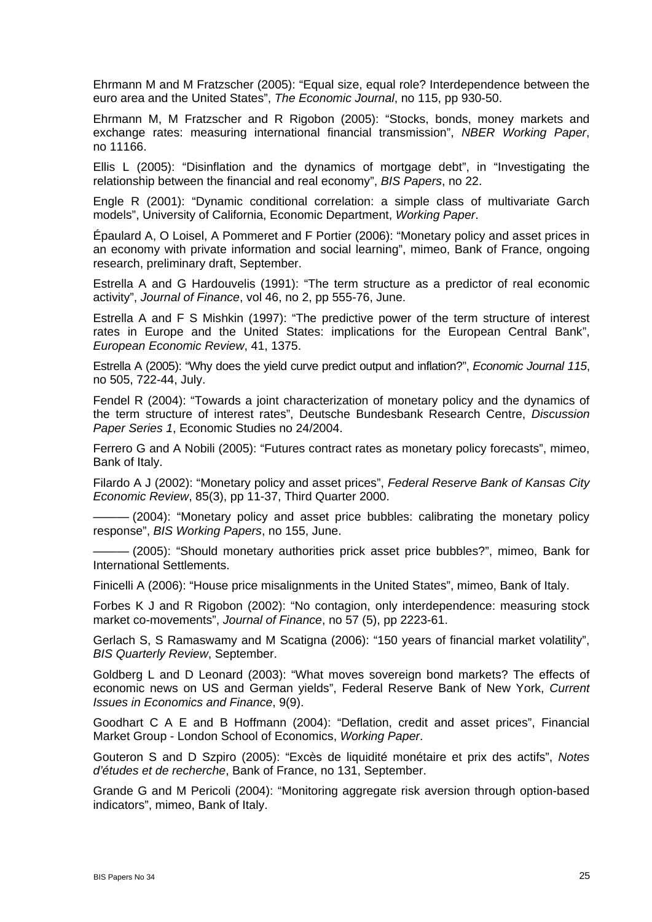Ehrmann M and M Fratzscher (2005): "Equal size, equal role? Interdependence between the euro area and the United States", *The Economic Journal*, no 115, pp 930-50.

Ehrmann M, M Fratzscher and R Rigobon (2005): "Stocks, bonds, money markets and exchange rates: measuring international financial transmission", *NBER Working Paper*, no 11166.

Ellis L (2005): "Disinflation and the dynamics of mortgage debt", in "Investigating the relationship between the financial and real economy", *BIS Papers*, no 22.

Engle R (2001): "Dynamic conditional correlation: a simple class of multivariate Garch models", University of California, Economic Department, *Working Paper*.

Épaulard A, O Loisel, A Pommeret and F Portier (2006): "Monetary policy and asset prices in an economy with private information and social learning", mimeo, Bank of France, ongoing research, preliminary draft, September.

Estrella A and G Hardouvelis (1991): "The term structure as a predictor of real economic activity", *Journal of Finance*, vol 46, no 2, pp 555-76, June.

Estrella A and F S Mishkin (1997): "The predictive power of the term structure of interest rates in Europe and the United States: implications for the European Central Bank", *European Economic Review*, 41, 1375.

Estrella A (2005): "Why does the yield curve predict output and inflation?", *Economic Journal 115*, no 505, 722-44, July.

Fendel R (2004): "Towards a joint characterization of monetary policy and the dynamics of the term structure of interest rates", Deutsche Bundesbank Research Centre, *Discussion Paper Series 1*, Economic Studies no 24/2004.

Ferrero G and A Nobili (2005): "Futures contract rates as monetary policy forecasts", mimeo, Bank of Italy.

Filardo A J (2002): "Monetary policy and asset prices", *Federal Reserve Bank of Kansas City Economic Review*, 85(3), pp 11-37, Third Quarter 2000.

——— (2004): "Monetary policy and asset price bubbles: calibrating the monetary policy response", *BIS Working Papers*, no 155, June.

——— (2005): "Should monetary authorities prick asset price bubbles?", mimeo, Bank for International Settlements.

Finicelli A (2006): "House price misalignments in the United States", mimeo, Bank of Italy.

Forbes K J and R Rigobon (2002): "No contagion, only interdependence: measuring stock market co-movements", *Journal of Finance*, no 57 (5), pp 2223-61.

Gerlach S, S Ramaswamy and M Scatigna (2006): "150 years of financial market volatility", *BIS Quarterly Review*, September.

Goldberg L and D Leonard (2003): "What moves sovereign bond markets? The effects of economic news on US and German yields", Federal Reserve Bank of New York, *Current Issues in Economics and Finance*, 9(9).

Goodhart C A E and B Hoffmann (2004): "Deflation, credit and asset prices", Financial Market Group - London School of Economics, *Working Paper*.

Gouteron S and D Szpiro (2005): "Excès de liquidité monétaire et prix des actifs", *Notes d'études et de recherche*, Bank of France, no 131, September.

Grande G and M Pericoli (2004): "Monitoring aggregate risk aversion through option-based indicators", mimeo, Bank of Italy.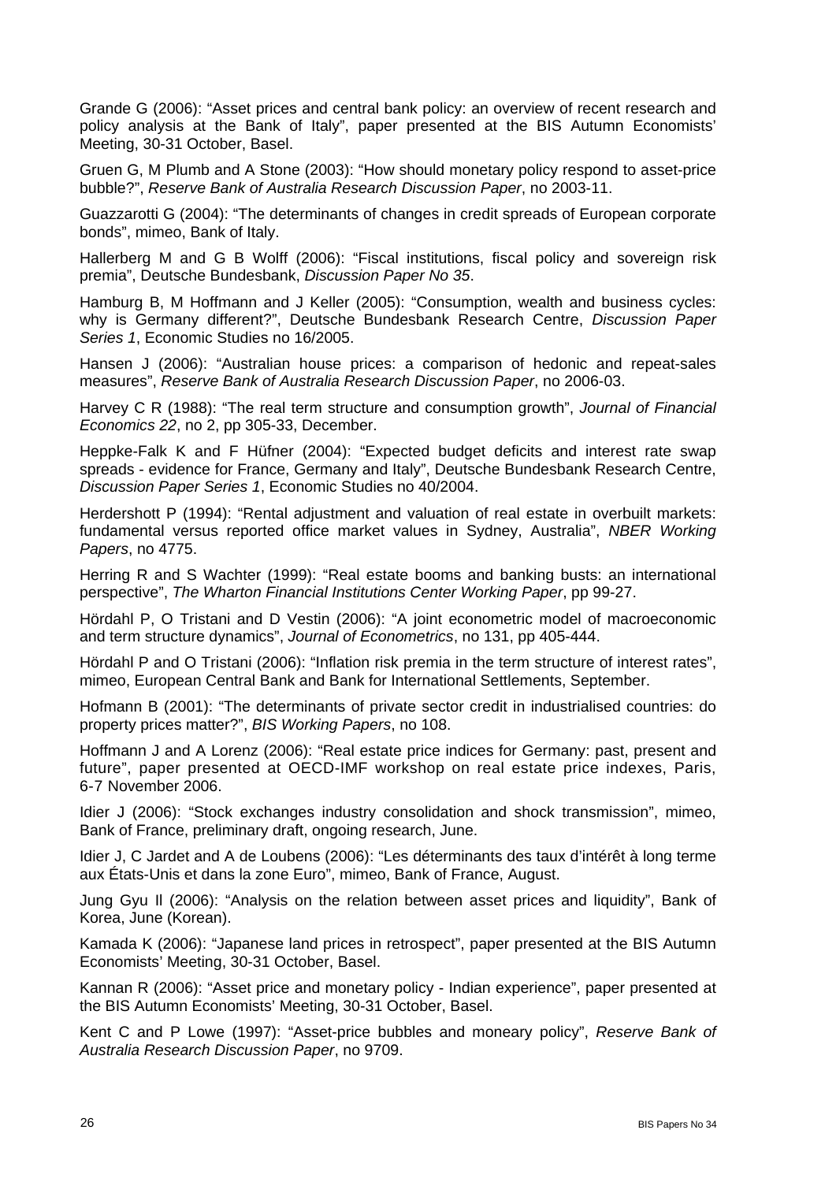Grande G (2006): "Asset prices and central bank policy: an overview of recent research and policy analysis at the Bank of Italy", paper presented at the BIS Autumn Economists' Meeting, 30-31 October, Basel.

Gruen G, M Plumb and A Stone (2003): "How should monetary policy respond to asset-price bubble?", *Reserve Bank of Australia Research Discussion Paper*, no 2003-11.

Guazzarotti G (2004): "The determinants of changes in credit spreads of European corporate bonds", mimeo, Bank of Italy.

Hallerberg M and G B Wolff (2006): "Fiscal institutions, fiscal policy and sovereign risk premia", Deutsche Bundesbank, *Discussion Paper No 35*.

Hamburg B, M Hoffmann and J Keller (2005): "Consumption, wealth and business cycles: why is Germany different?", Deutsche Bundesbank Research Centre, *Discussion Paper Series 1*, Economic Studies no 16/2005.

Hansen J (2006): "Australian house prices: a comparison of hedonic and repeat-sales measures", *Reserve Bank of Australia Research Discussion Paper*, no 2006-03.

Harvey C R (1988): "The real term structure and consumption growth", *Journal of Financial Economics 22*, no 2, pp 305-33, December.

Heppke-Falk K and F Hüfner (2004): "Expected budget deficits and interest rate swap spreads - evidence for France, Germany and Italy", Deutsche Bundesbank Research Centre, *Discussion Paper Series 1*, Economic Studies no 40/2004.

Herdershott P (1994): "Rental adjustment and valuation of real estate in overbuilt markets: fundamental versus reported office market values in Sydney, Australia", *NBER Working Papers*, no 4775.

Herring R and S Wachter (1999): "Real estate booms and banking busts: an international perspective", *The Wharton Financial Institutions Center Working Paper*, pp 99-27.

Hördahl P, O Tristani and D Vestin (2006): "A joint econometric model of macroeconomic and term structure dynamics", *Journal of Econometrics*, no 131, pp 405-444.

Hördahl P and O Tristani (2006): "Inflation risk premia in the term structure of interest rates", mimeo, European Central Bank and Bank for International Settlements, September.

Hofmann B (2001): "The determinants of private sector credit in industrialised countries: do property prices matter?", *BIS Working Papers*, no 108.

Hoffmann J and A Lorenz (2006): "Real estate price indices for Germany: past, present and future", paper presented at OECD-IMF workshop on real estate price indexes, Paris, 6-7 November 2006.

Idier J (2006): "Stock exchanges industry consolidation and shock transmission", mimeo, Bank of France, preliminary draft, ongoing research, June.

Idier J, C Jardet and A de Loubens (2006): "Les déterminants des taux d'intérêt à long terme aux États-Unis et dans la zone Euro", mimeo, Bank of France, August.

Jung Gyu Il (2006): "Analysis on the relation between asset prices and liquidity", Bank of Korea, June (Korean).

Kamada K (2006): "Japanese land prices in retrospect", paper presented at the BIS Autumn Economists' Meeting, 30-31 October, Basel.

Kannan R (2006): "Asset price and monetary policy - Indian experience", paper presented at the BIS Autumn Economists' Meeting, 30-31 October, Basel.

Kent C and P Lowe (1997): "Asset-price bubbles and moneary policy", *Reserve Bank of Australia Research Discussion Paper*, no 9709.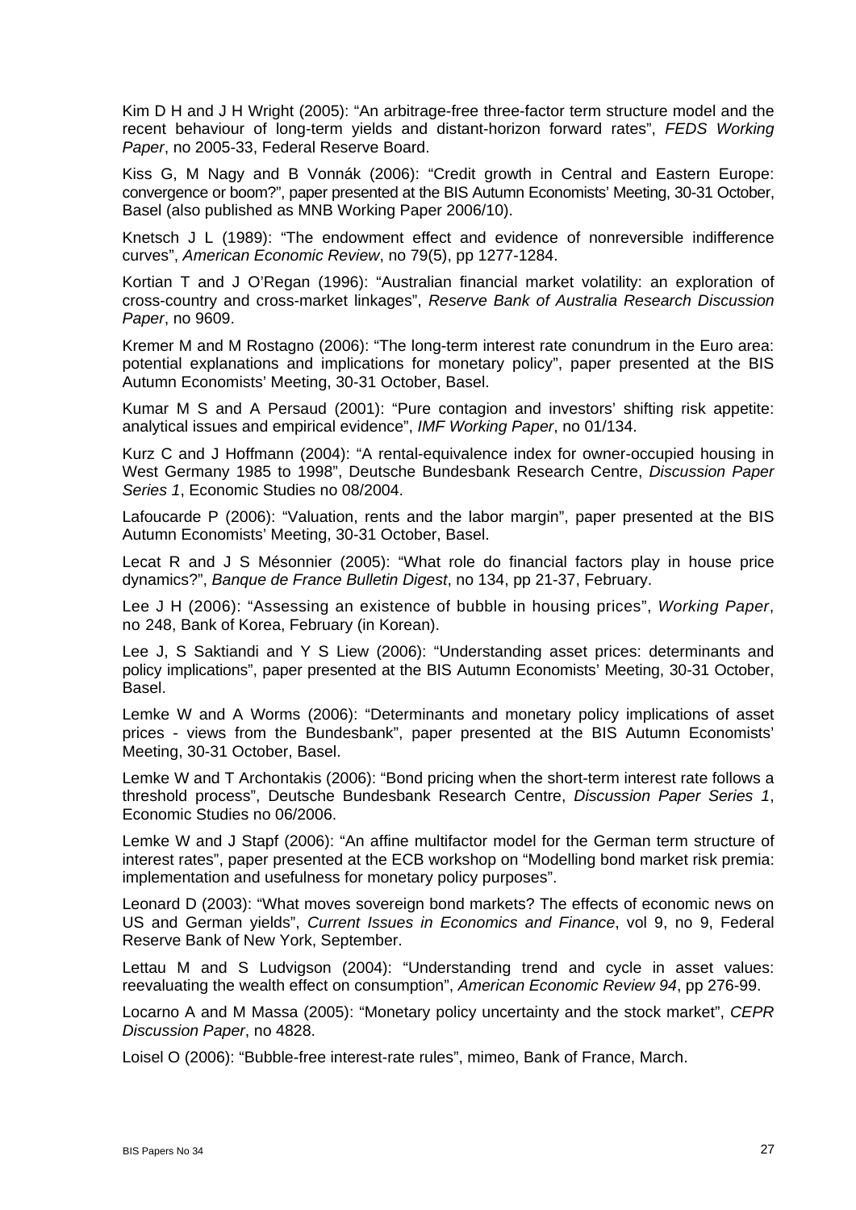Kim D H and J H Wright (2005): "An arbitrage-free three-factor term structure model and the recent behaviour of long-term yields and distant-horizon forward rates", *FEDS Working Paper*, no 2005-33, Federal Reserve Board.

Kiss G, M Nagy and B Vonnák (2006): "Credit growth in Central and Eastern Europe: convergence or boom?", paper presented at the BIS Autumn Economists' Meeting, 30-31 October, Basel (also published as MNB Working Paper 2006/10).

Knetsch J L (1989): "The endowment effect and evidence of nonreversible indifference curves", *American Economic Review*, no 79(5), pp 1277-1284.

Kortian T and J O'Regan (1996): "Australian financial market volatility: an exploration of cross-country and cross-market linkages", *Reserve Bank of Australia Research Discussion Paper*, no 9609.

Kremer M and M Rostagno (2006): "The long-term interest rate conundrum in the Euro area: potential explanations and implications for monetary policy", paper presented at the BIS Autumn Economists' Meeting, 30-31 October, Basel.

Kumar M S and A Persaud (2001): "Pure contagion and investors' shifting risk appetite: analytical issues and empirical evidence", *IMF Working Paper*, no 01/134.

Kurz C and J Hoffmann (2004): "A rental-equivalence index for owner-occupied housing in West Germany 1985 to 1998", Deutsche Bundesbank Research Centre, *Discussion Paper Series 1*, Economic Studies no 08/2004.

Lafoucarde P (2006): "Valuation, rents and the labor margin", paper presented at the BIS Autumn Economists' Meeting, 30-31 October, Basel.

Lecat R and J S Mésonnier (2005): "What role do financial factors play in house price dynamics?", *Banque de France Bulletin Digest*, no 134, pp 21-37, February.

Lee J H (2006): "Assessing an existence of bubble in housing prices", *Working Paper*, no 248, Bank of Korea, February (in Korean).

Lee J, S Saktiandi and Y S Liew (2006): "Understanding asset prices: determinants and policy implications", paper presented at the BIS Autumn Economists' Meeting, 30-31 October, Basel.

Lemke W and A Worms (2006): "Determinants and monetary policy implications of asset prices - views from the Bundesbank", paper presented at the BIS Autumn Economists' Meeting, 30-31 October, Basel.

Lemke W and T Archontakis (2006): "Bond pricing when the short-term interest rate follows a threshold process", Deutsche Bundesbank Research Centre, *Discussion Paper Series 1*, Economic Studies no 06/2006.

Lemke W and J Stapf (2006): "An affine multifactor model for the German term structure of interest rates", paper presented at the ECB workshop on "Modelling bond market risk premia: implementation and usefulness for monetary policy purposes".

Leonard D (2003): "What moves sovereign bond markets? The effects of economic news on US and German yields", *Current Issues in Economics and Finance*, vol 9, no 9, Federal Reserve Bank of New York, September.

Lettau M and S Ludvigson (2004): "Understanding trend and cycle in asset values: reevaluating the wealth effect on consumption", *American Economic Review 94*, pp 276-99.

Locarno A and M Massa (2005): "Monetary policy uncertainty and the stock market", *CEPR Discussion Paper*, no 4828.

Loisel O (2006): "Bubble-free interest-rate rules", mimeo, Bank of France, March.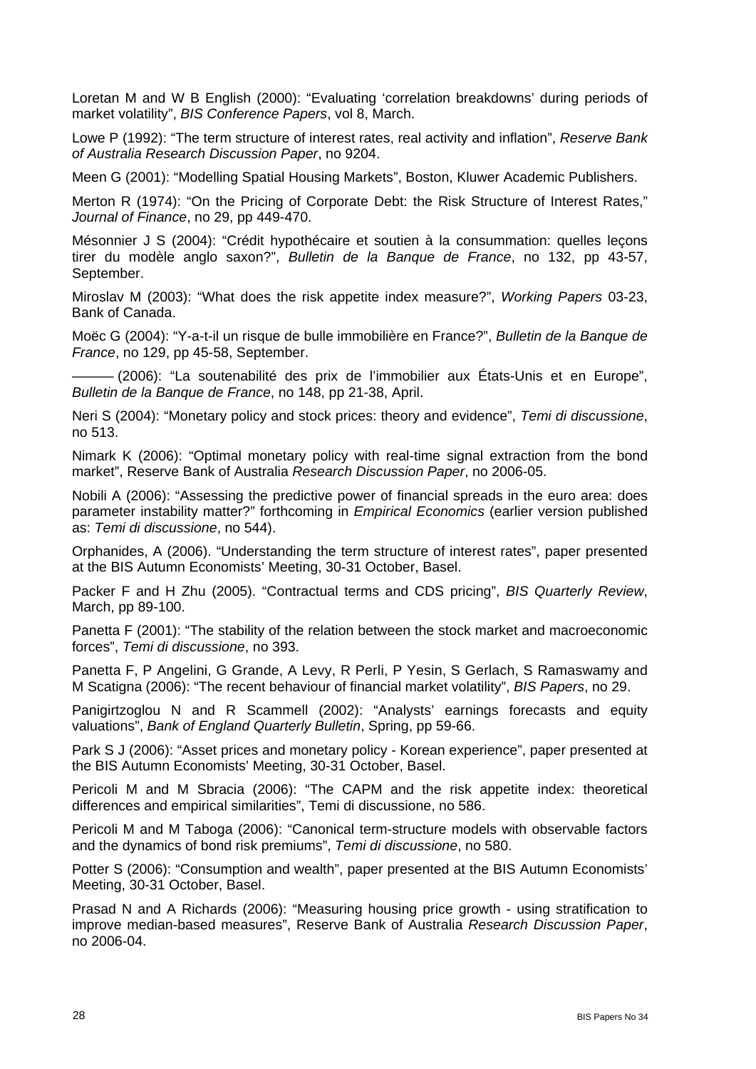Loretan M and W B English (2000): "Evaluating 'correlation breakdowns' during periods of market volatility", *BIS Conference Papers*, vol 8, March.

Lowe P (1992): "The term structure of interest rates, real activity and inflation", *Reserve Bank of Australia Research Discussion Paper*, no 9204.

Meen G (2001): "Modelling Spatial Housing Markets", Boston, Kluwer Academic Publishers.

Merton R (1974): "On the Pricing of Corporate Debt: the Risk Structure of Interest Rates," *Journal of Finance*, no 29, pp 449-470.

Mésonnier J S (2004): "Crédit hypothécaire et soutien à la consummation: quelles leçons tirer du modèle anglo saxon?", *Bulletin de la Banque de France*, no 132, pp 43-57, September.

Miroslav M (2003): "What does the risk appetite index measure?", *Working Papers* 03-23, Bank of Canada.

Moëc G (2004): "Y-a-t-il un risque de bulle immobilière en France?", *Bulletin de la Banque de France*, no 129, pp 45-58, September.

——— (2006): "La soutenabilité des prix de l'immobilier aux États-Unis et en Europe", *Bulletin de la Banque de France*, no 148, pp 21-38, April.

Neri S (2004): "Monetary policy and stock prices: theory and evidence", *Temi di discussione*, no 513.

Nimark K (2006): "Optimal monetary policy with real-time signal extraction from the bond market", Reserve Bank of Australia *Research Discussion Paper*, no 2006-05.

Nobili A (2006): "Assessing the predictive power of financial spreads in the euro area: does parameter instability matter?" forthcoming in *Empirical Economics* (earlier version published as: *Temi di discussione*, no 544).

Orphanides, A (2006). "Understanding the term structure of interest rates", paper presented at the BIS Autumn Economists' Meeting, 30-31 October, Basel.

Packer F and H Zhu (2005). "Contractual terms and CDS pricing", *BIS Quarterly Review*, March, pp 89-100.

Panetta F (2001): "The stability of the relation between the stock market and macroeconomic forces", *Temi di discussione*, no 393.

Panetta F, P Angelini, G Grande, A Levy, R Perli, P Yesin, S Gerlach, S Ramaswamy and M Scatigna (2006): "The recent behaviour of financial market volatility", *BIS Papers*, no 29.

Panigirtzoglou N and R Scammell (2002): "Analysts' earnings forecasts and equity valuations", *Bank of England Quarterly Bulletin*, Spring, pp 59-66.

Park S J (2006): "Asset prices and monetary policy - Korean experience", paper presented at the BIS Autumn Economists' Meeting, 30-31 October, Basel.

Pericoli M and M Sbracia (2006): "The CAPM and the risk appetite index: theoretical differences and empirical similarities", Temi di discussione, no 586.

Pericoli M and M Taboga (2006): "Canonical term-structure models with observable factors and the dynamics of bond risk premiums", *Temi di discussione*, no 580.

Potter S (2006): "Consumption and wealth", paper presented at the BIS Autumn Economists' Meeting, 30-31 October, Basel.

Prasad N and A Richards (2006): "Measuring housing price growth - using stratification to improve median-based measures", Reserve Bank of Australia *Research Discussion Paper*, no 2006-04.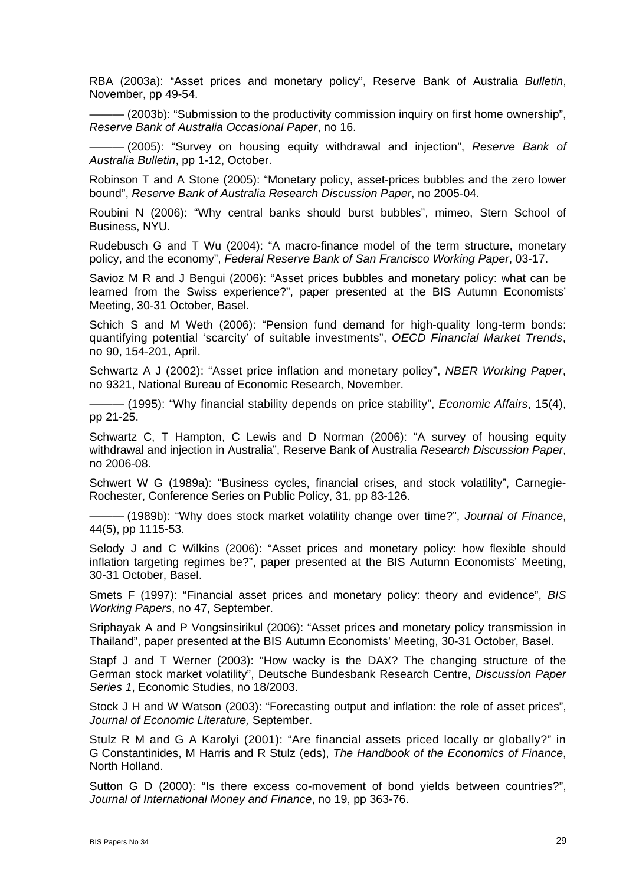RBA (2003a): “Asset prices and monetary policy”, Reserve Bank of Australia *Bulletin*, November, pp 49-54.

——— (2003b): “Submission to the productivity commission inquiry on first home ownership”, *Reserve Bank of Australia Occasional Paper*, no 16.

——— (2005): “Survey on housing equity withdrawal and injection”, *Reserve Bank of Australia Bulletin*, pp 1-12, October.

Robinson T and A Stone (2005): “Monetary policy, asset-prices bubbles and the zero lower bound”, *Reserve Bank of Australia Research Discussion Paper*, no 2005-04.

Roubini N (2006): “Why central banks should burst bubbles”, mimeo, Stern School of Business, NYU.

Rudebusch G and T Wu (2004): “A macro-finance model of the term structure, monetary policy, and the economy”, *Federal Reserve Bank of San Francisco Working Paper*, 03-17.

Savioz M R and J Bengui (2006): “Asset prices bubbles and monetary policy: what can be learned from the Swiss experience?”, paper presented at the BIS Autumn Economists’ Meeting, 30-31 October, Basel.

Schich S and M Weth (2006): “Pension fund demand for high-quality long-term bonds: quantifying potential ‘scarcity’ of suitable investments”, *OECD Financial Market Trends*, no 90, 154-201, April.

Schwartz A J (2002): “Asset price inflation and monetary policy”, *NBER Working Paper*, no 9321, National Bureau of Economic Research, November.

——— (1995): “Why financial stability depends on price stability”, *Economic Affairs*, 15(4), pp 21-25.

Schwartz C, T Hampton, C Lewis and D Norman (2006): “A survey of housing equity withdrawal and injection in Australia”, Reserve Bank of Australia *Research Discussion Paper*, no 2006-08.

Schwert W G (1989a): “Business cycles, financial crises, and stock volatility”, Carnegie-Rochester, Conference Series on Public Policy, 31, pp 83-126.

——— (1989b): “Why does stock market volatility change over time?”, *Journal of Finance*, 44(5), pp 1115-53.

Selody J and C Wilkins (2006): “Asset prices and monetary policy: how flexible should inflation targeting regimes be?”, paper presented at the BIS Autumn Economists’ Meeting, 30-31 October, Basel.

Smets F (1997): “Financial asset prices and monetary policy: theory and evidence”, *BIS Working Papers*, no 47, September.

Sriphayak A and P Vongsinsirikul (2006): “Asset prices and monetary policy transmission in Thailand”, paper presented at the BIS Autumn Economists’ Meeting, 30-31 October, Basel.

Stapf J and T Werner (2003): “How wacky is the DAX? The changing structure of the German stock market volatility”, Deutsche Bundesbank Research Centre, *Discussion Paper Series 1*, Economic Studies, no 18/2003.

Stock J H and W Watson (2003): “Forecasting output and inflation: the role of asset prices”, *Journal of Economic Literature,* September.

Stulz R M and G A Karolyi (2001): “Are financial assets priced locally or globally?” in G Constantinides, M Harris and R Stulz (eds), *The Handbook of the Economics of Finance*, North Holland.

Sutton G D (2000): “Is there excess co-movement of bond yields between countries?”, *Journal of International Money and Finance*, no 19, pp 363-76.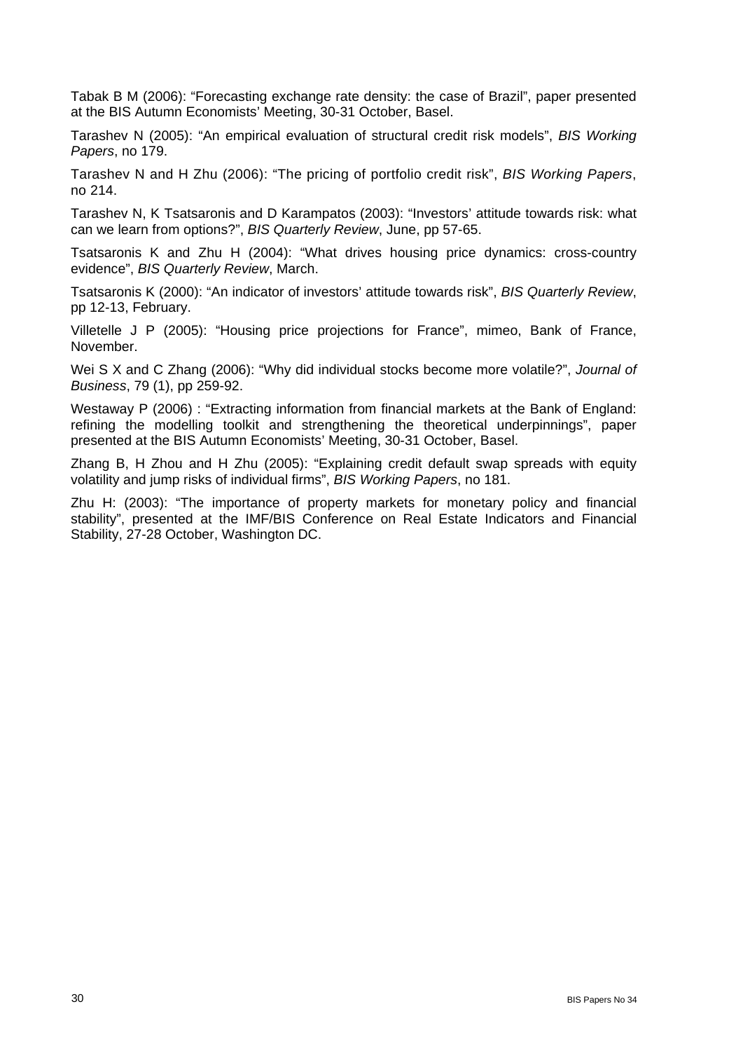Tabak B M (2006): "Forecasting exchange rate density: the case of Brazil", paper presented at the BIS Autumn Economists' Meeting, 30-31 October, Basel.

Tarashev N (2005): "An empirical evaluation of structural credit risk models", *BIS Working Papers*, no 179.

Tarashev N and H Zhu (2006): "The pricing of portfolio credit risk", *BIS Working Papers*, no 214.

Tarashev N, K Tsatsaronis and D Karampatos (2003): "Investors' attitude towards risk: what can we learn from options?", *BIS Quarterly Review*, June, pp 57-65.

Tsatsaronis K and Zhu H (2004): "What drives housing price dynamics: cross-country evidence", *BIS Quarterly Review*, March.

Tsatsaronis K (2000): "An indicator of investors' attitude towards risk", *BIS Quarterly Review*, pp 12-13, February.

Villetelle J P (2005): "Housing price projections for France", mimeo, Bank of France, November.

Wei S X and C Zhang (2006): "Why did individual stocks become more volatile?", *Journal of Business*, 79 (1), pp 259-92.

Westaway P (2006) : "Extracting information from financial markets at the Bank of England: refining the modelling toolkit and strengthening the theoretical underpinnings", paper presented at the BIS Autumn Economists' Meeting, 30-31 October, Basel.

Zhang B, H Zhou and H Zhu (2005): "Explaining credit default swap spreads with equity volatility and jump risks of individual firms", *BIS Working Papers*, no 181.

Zhu H: (2003): "The importance of property markets for monetary policy and financial stability", presented at the IMF/BIS Conference on Real Estate Indicators and Financial Stability, 27-28 October, Washington DC.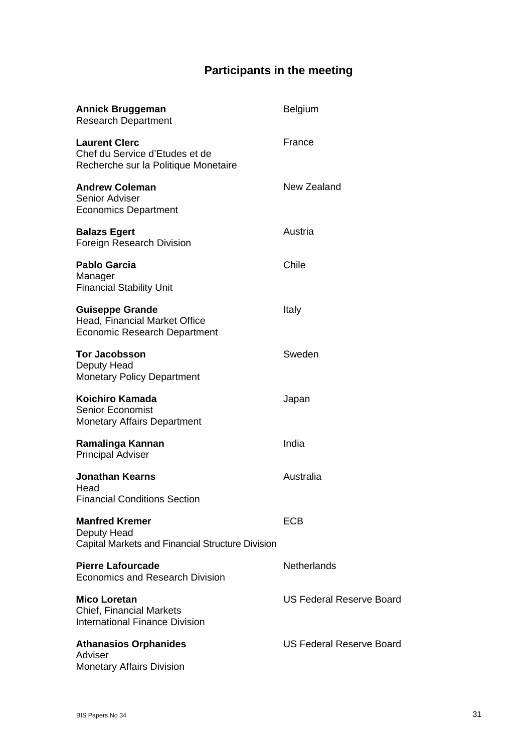# Participants in the meeting

| | |
|---|---|
| **Annick Bruggeman**<br>Research Department | Belgium |
| **Laurent Clerc**<br>Chef du Service d'Etudes et de Recherche sur la Politique Monetaire | France |
| **Andrew Coleman**<br>Senior Adviser<br>Economics Department | New Zealand |
| **Balazs Egert**<br>Foreign Research Division | Austria |
| **Pablo Garcia**<br>Manager<br>Financial Stability Unit | Chile |
| **Guiseppe Grande**<br>Head, Financial Market Office<br>Economic Research Department | Italy |
| **Tor Jacobsson**<br>Deputy Head<br>Monetary Policy Department | Sweden |
| **Koichiro Kamada**<br>Senior Economist<br>Monetary Affairs Department | Japan |
| **Ramalinga Kannan**<br>Principal Adviser | India |
| **Jonathan Kearns**<br>Head<br>Financial Conditions Section | Australia |
| **Manfred Kremer**<br>Deputy Head<br>Capital Markets and Financial Structure Division | ECB |
| **Pierre Lafourcade**<br>Economics and Research Division | Netherlands |
| **Mico Loretan**<br>Chief, Financial Markets<br>International Finance Division | US Federal Reserve Board |
| **Athanasios Orphanides**<br>Adviser<br>Monetary Affairs Division | US Federal Reserve Board |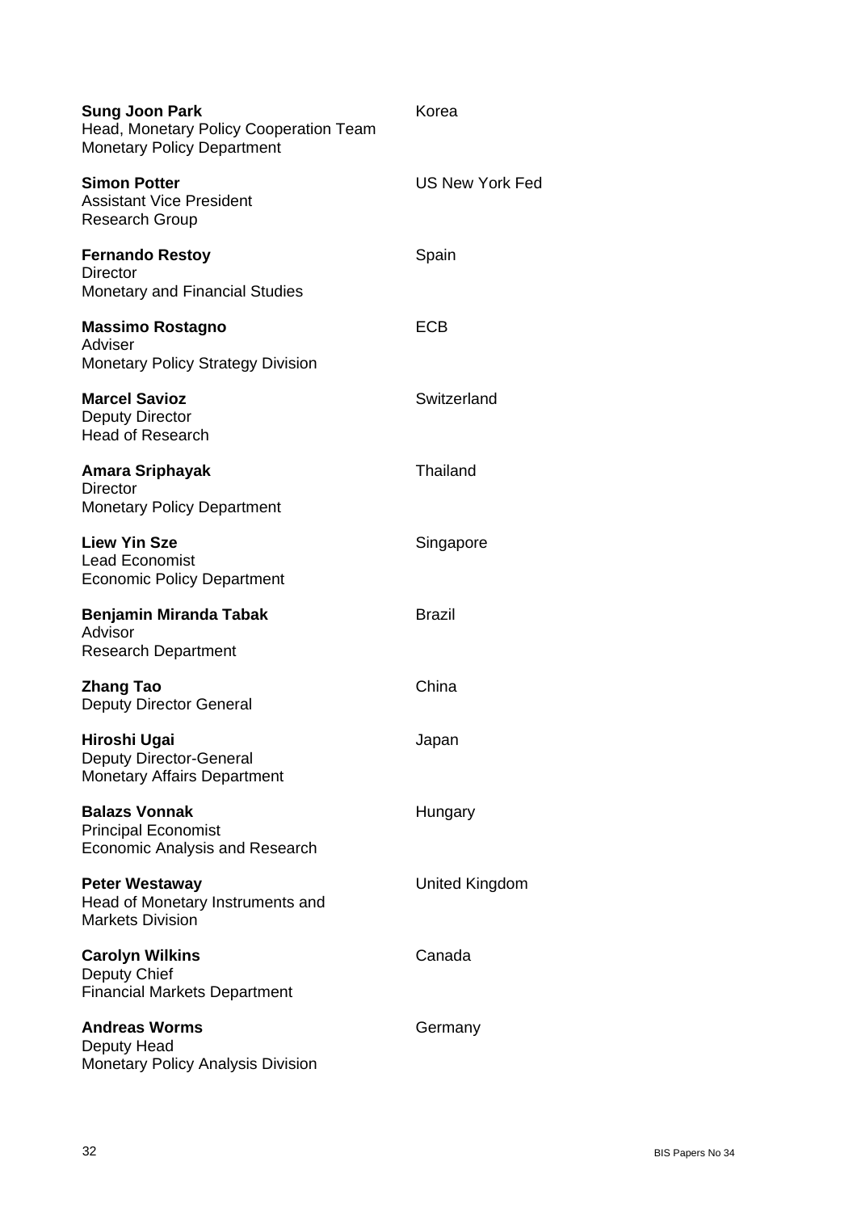**Sung Joon Park**
Head, Monetary Policy Cooperation Team
Monetary Policy Department

Korea

**Simon Potter**
Assistant Vice President
Research Group

US New York Fed

**Fernando Restoy**
Director
Monetary and Financial Studies

Spain

**Massimo Rostagno**
Adviser
Monetary Policy Strategy Division

ECB

**Marcel Savioz**
Deputy Director
Head of Research

Switzerland

**Amara Sriphayak**
Director
Monetary Policy Department

Thailand

**Liew Yin Sze**
Lead Economist
Economic Policy Department

Singapore

**Benjamin Miranda Tabak**
Advisor
Research Department

Brazil

**Zhang Tao**
Deputy Director General

China

**Hiroshi Ugai**
Deputy Director-General
Monetary Affairs Department

Japan

**Balazs Vonnak**
Principal Economist
Economic Analysis and Research

Hungary

**Peter Westaway**
Head of Monetary Instruments and
Markets Division

United Kingdom

**Carolyn Wilkins**
Deputy Chief
Financial Markets Department

Canada

**Andreas Worms**
Deputy Head
Monetary Policy Analysis Division

Germany